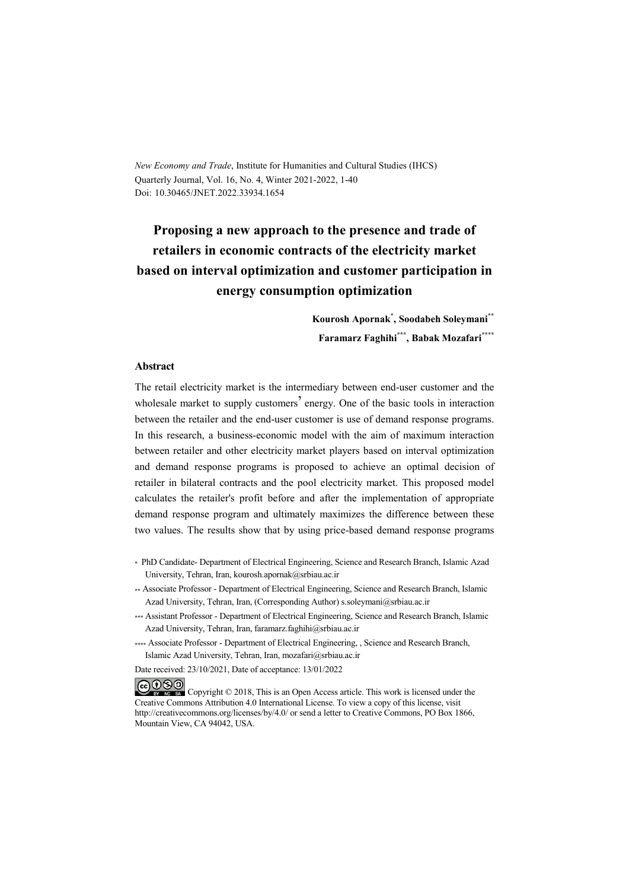*New Economy and Trade*, Institute for Humanities and Cultural Studies (IHCS)
Quarterly Journal, Vol. 16, No. 4, Winter 2021-2022, 1-40
Doi: 10.30465/JNET.2022.33934.1654

# Proposing a new approach to the presence and trade of retailers in economic contracts of the electricity market based on interval optimization and customer participation in energy consumption optimization

**Kourosh Apornak[*], Soodabeh Soleymani[**]**
**Faramarz Faghihi[***], Babak Mozafari[****]**

## Abstract

The retail electricity market is the intermediary between end-user customer and the wholesale market to supply customers' energy. One of the basic tools in interaction between the retailer and the end-user customer is use of demand response programs. In this research, a business-economic model with the aim of maximum interaction between retailer and other electricity market players based on interval optimization and demand response programs is proposed to achieve an optimal decision of retailer in bilateral contracts and the pool electricity market. This proposed model calculates the retailer's profit before and after the implementation of appropriate demand response program and ultimately maximizes the difference between these two values. The results show that by using price-based demand response programs

[*] PhD Candidate- Department of Electrical Engineering, Science and Research Branch, Islamic Azad University, Tehran, Iran, kourosh.apornak@srbiau.ac.ir

[**] Associate Professor - Department of Electrical Engineering, Science and Research Branch, Islamic Azad University, Tehran, Iran, (Corresponding Author) s.soleymani@srbiau.ac.ir

[***] Assistant Professor - Department of Electrical Engineering, Science and Research Branch, Islamic Azad University, Tehran, Iran, faramarz.faghihi@srbiau.ac.ir

[****] Associate Professor - Department of Electrical Engineering, , Science and Research Branch, Islamic Azad University, Tehran, Iran, mozafari@srbiau.ac.ir

Date received: 23/10/2021, Date of acceptance: 13/01/2022

Copyright © 2018, This is an Open Access article. This work is licensed under the Creative Commons Attribution 4.0 International License. To view a copy of this license, visit http://creativecommons.org/licenses/by/4.0/ or send a letter to Creative Commons, PO Box 1866, Mountain View, CA 94042, USA.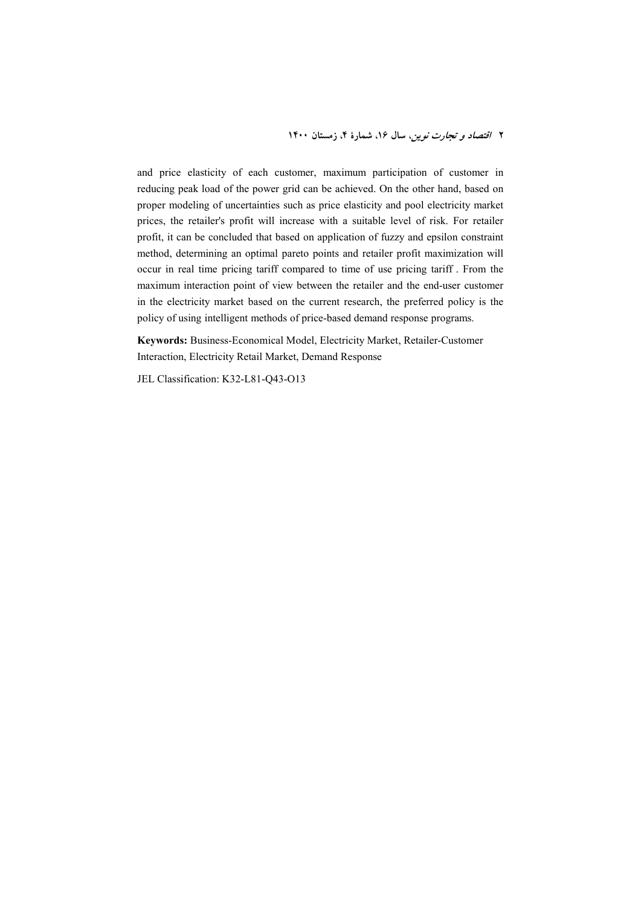and price elasticity of each customer, maximum participation of customer in reducing peak load of the power grid can be achieved. On the other hand, based on proper modeling of uncertainties such as price elasticity and pool electricity market prices, the retailer's profit will increase with a suitable level of risk. For retailer profit, it can be concluded that based on application of fuzzy and epsilon constraint method, determining an optimal pareto points and retailer profit maximization will occur in real time pricing tariff compared to time of use pricing tariff . From the maximum interaction point of view between the retailer and the end-user customer in the electricity market based on the current research, the preferred policy is the policy of using intelligent methods of price-based demand response programs.

**Keywords:** Business-Economical Model, Electricity Market, Retailer-Customer Interaction, Electricity Retail Market, Demand Response

JEL Classification: K32-L81-Q43-O13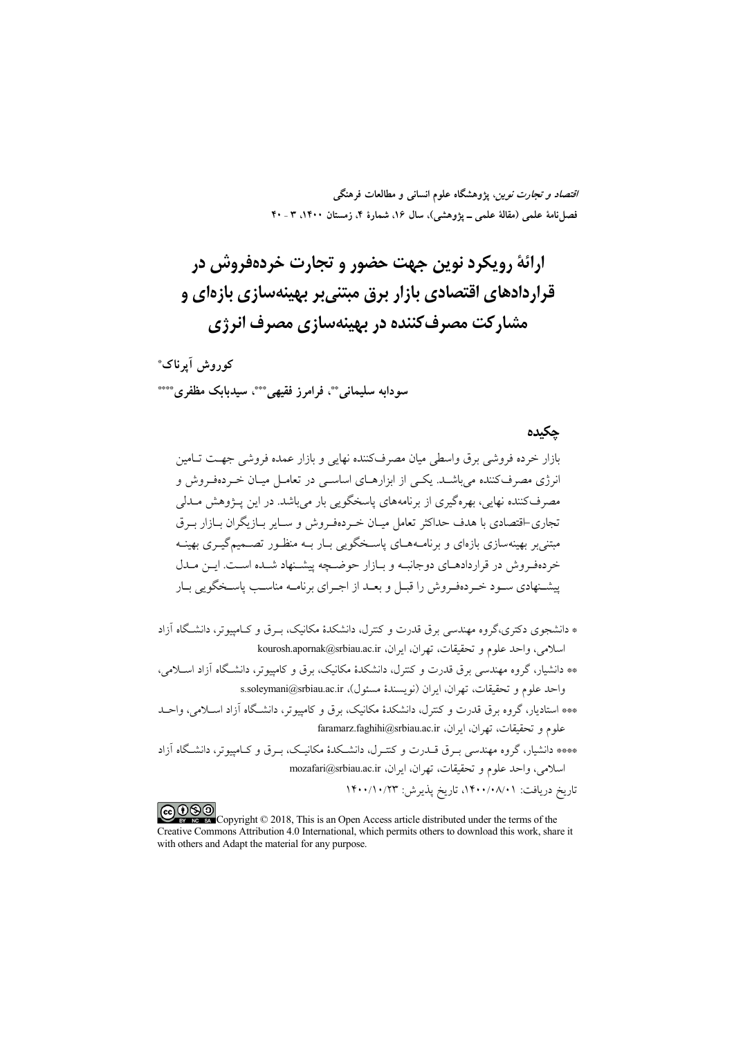# ارائهٔ رویکرد نوین جهت حضور و تجارت خرده‌فروش در قراردادهای اقتصادی بازار برق مبتنی‌بر بهینه‌سازی بازه‌ای و مشارکت مصرف‌کننده در بهینه‌سازی مصرف انرژی

**کوروش آپرناک***

**سودابه سلیمانی**، فرامرز فقیهی***، سیدبابک مظفری******

## چکیده

بازار خرده فروشی برق واسطی میان مصرف‌کننده نهایی و بازار عمده فروشی جهت تامین انرژی مصرف‌کننده می‌باشد. یکی از ابزارهای اساسی در تعامل میان خرده‌فروش و مصرف‌کننده نهایی، بهره‌گیری از برنامه‌های پاسخگویی بار می‌باشد. در این پژوهش مدلی تجاری-اقتصادی با هدف حداکثر تعامل میان خرده‌فروش و سایر بازیگران بازار برق مبتنی‌بر بهینه‌سازی بازه‌ای و برنامه‌های پاسخگویی بار به منظور تصمیم‌گیری بهینه خرده‌فروش در قراردادهای دوجانبه و بازار حوضچه پیشنهاد شده است. این مدل پیشنهادی سود خرده‌فروش را قبل و بعد از اجرای برنامه مناسب پاسخگویی بار

---

* دانشجوی دکتری،گروه مهندسی برق قدرت و کنترل، دانشکدهٔ مکانیک، برق و کامپیوتر، دانشگاه آزاد اسلامی، واحد علوم و تحقیقات، تهران، ایران، kourosh.apornak@srbiau.ac.ir

** دانشیار، گروه مهندسی برق قدرت و کنترل، دانشکدهٔ مکانیک، برق و کامپیوتر، دانشگاه آزاد اسلامی، واحد علوم و تحقیقات، تهران، ایران (نویسندهٔ مسئول)، s.soleymani@srbiau.ac.ir

*** استادیار، گروه برق قدرت و کنترل، دانشکدهٔ مکانیک، برق و کامپیوتر، دانشگاه آزاد اسلامی، واحد علوم و تحقیقات، تهران، ایران، faramarz.faghihi@srbiau.ac.ir

**** دانشیار، گروه مهندسی برق قدرت و کنترل، دانشکدهٔ مکانیک، برق و کامپیوتر، دانشگاه آزاد اسلامی، واحد علوم و تحقیقات، تهران، ایران، mozafari@srbiau.ac.ir

تاریخ دریافت: ۱۴۰۰/۰۸/۰۱، تاریخ پذیرش: ۱۴۰۰/۱۰/۲۳

Copyright © 2018, This is an Open Access article distributed under the terms of the Creative Commons Attribution 4.0 International, which permits others to download this work, share it with others and Adapt the material for any purpose.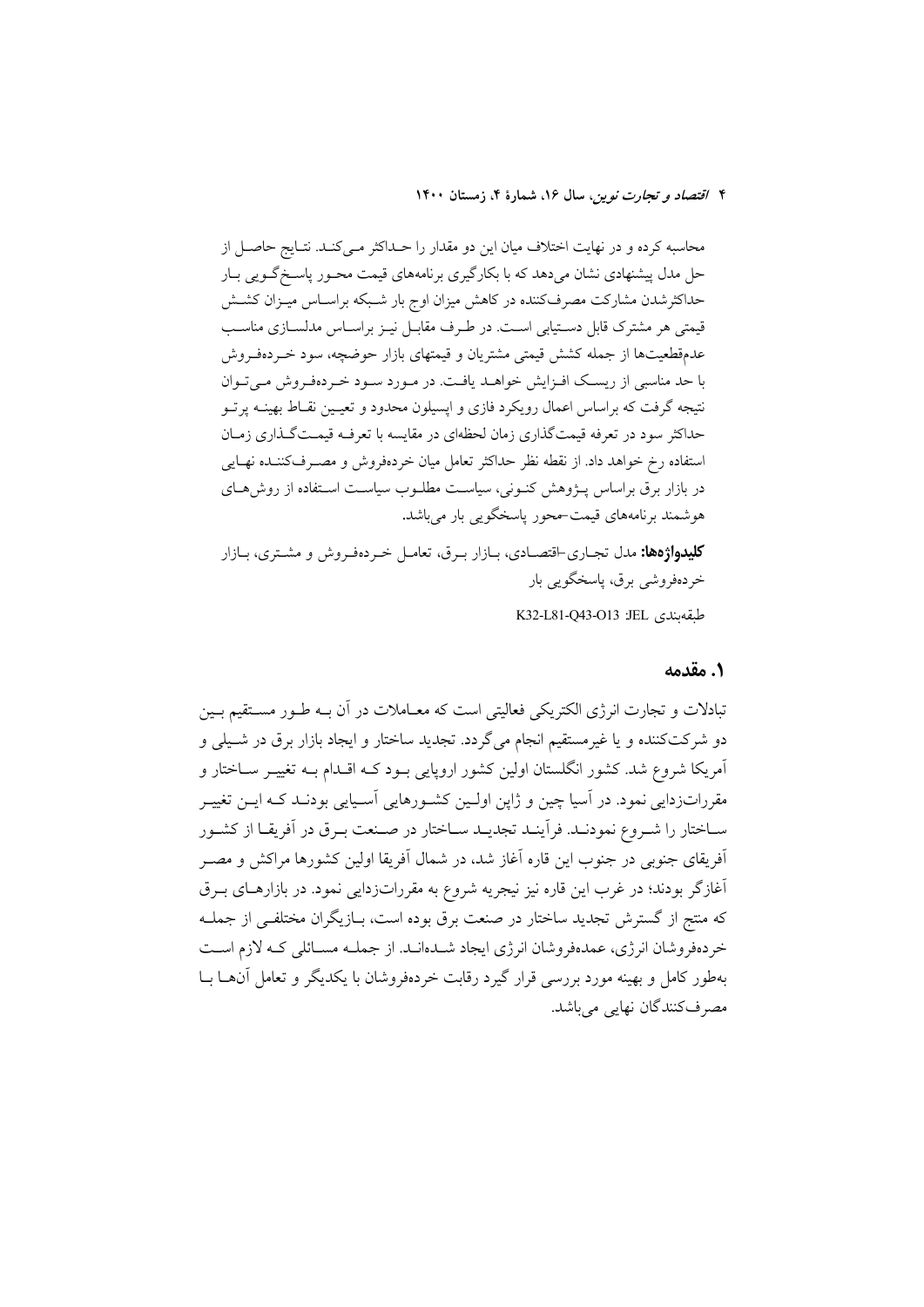محاسبه کرده و در نهایت اختلاف میان این دو مقدار را حداکثر می‌کند. نتایج حاصل از حل مدل پیشنهادی نشان می‌دهد که با بکارگیری برنامه‌های قیمت محور پاسخ‌گویی بار حداکثرشدن مشارکت مصرف‌کننده در کاهش میزان اوج بار شبکه براساس میزان کشش قیمتی هر مشترک قابل دستیابی است. در طرف مقابل نیز براساس مدلسازی مناسب عدم‌قطعیت‌ها از جمله کشش قیمتی مشتریان و قیمتهای بازار حوضچه، سود خرده‌فروش با حد مناسبی از ریسک افزایش خواهد یافت. در مورد سود خرده‌فروش می‌توان نتیجه گرفت که براساس اعمال رویکرد فازی و اپسیلون محدود و تعیین نقاط بهینه پرتو حداکثر سود در تعرفه قیمت‌گذاری زمان لحظه‌ای در مقایسه با تعرفه قیمت‌گذاری زمان استفاده رخ خواهد داد. از نقطه نظر حداکثر تعامل میان خرده‌فروش و مصرف‌کننده نهایی در بازار برق براساس پژوهش کنونی، سیاست مطلوب سیاست استفاده از روش‌های هوشمند برنامه‌های قیمت-محور پاسخگویی بار می‌باشد.

**کلیدواژه‌ها:** مدل تجاری-اقتصادی، بازار برق، تعامل خرده‌فروش و مشتری، بازار خرده‌فروشی برق، پاسخگویی بار

طبقه‌بندی JEL: K32-L81-Q43-O13

## ۱. مقدمه

تبادلات و تجارت انرژی الکتریکی فعالیتی است که معاملات در آن به طور مستقیم بین دو شرکت‌کننده و یا غیرمستقیم انجام می‌گردد. تجدید ساختار و ایجاد بازار برق در شیلی و آمریکا شروع شد. کشور انگلستان اولین کشور اروپایی بود که اقدام به تغییر ساختار و مقررات‌زدایی نمود. در آسیا چین و ژاپن اولین کشورهایی آسیایی بودند که این تغییر ساختار را شروع نمودند. فرآیند تجدید ساختار در صنعت برق در آفریقا از کشور آفریقای جنوبی در جنوب این قاره آغاز شد، در شمال آفریقا اولین کشورها مراکش و مصر آغازگر بودند؛ در غرب این قاره نیز نیجریه شروع به مقررات‌زدایی نمود. در بازارهای برق که منتج از گسترش تجدید ساختار در صنعت برق بوده است، بازیگران مختلفی از جمله خرده‌فروشان انرژی، عمده‌فروشان انرژی ایجاد شده‌اند. از جمله مسائلی که لازم است به‌طور کامل و بهینه مورد بررسی قرار گیرد رقابت خرده‌فروشان با یکدیگر و تعامل آن‌ها با مصرف‌کنندگان نهایی می‌باشد.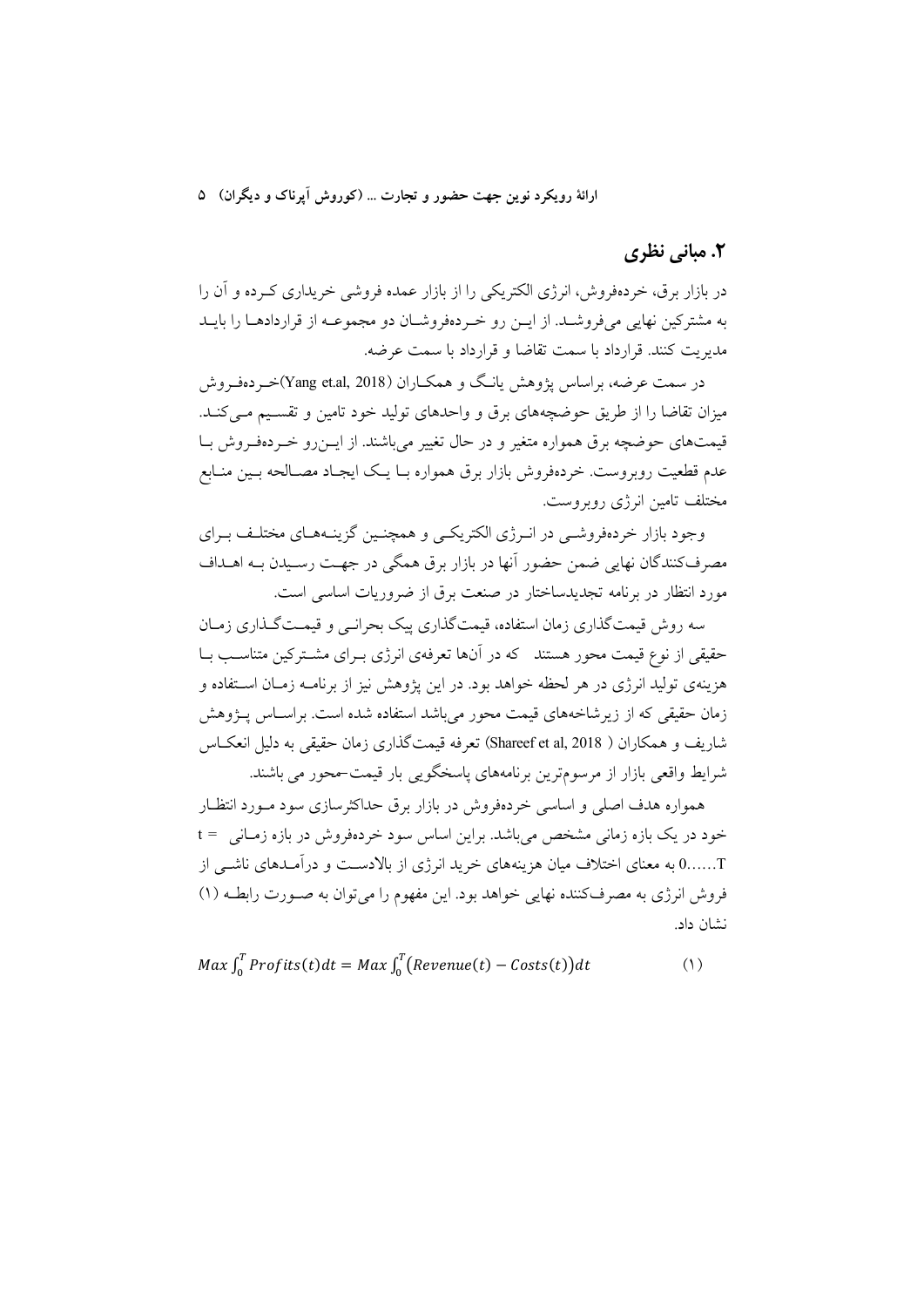## ۲. مبانی نظری

در بازار برق، خرده‌فروش، انرژی الکتریکی را از بازار عمده فروشی خریداری کـرده و آن را به مشترکین نهایی می‌فروشـد. از ایـن رو خـرده‌فروشـان دو مجموعـه از قراردادهـا را بایـد مدیریت کنند. قرارداد با سمت تقاضا و قرارداد با سمت عرضه.

در سمت عرضه، براساس پژوهش یانـگ و همکـاران (Yang et.al, 2018)خـرده‌فـروش میزان تقاضا را از طریق حوضچه‌های برق و واحدهای تولید خود تامین و تقسـیم مـی‌کنـد. قیمت‌های حوضچه برق همواره متغیر و در حال تغییر می‌باشند. از ایـن‌رو خـرده‌فـروش بـا عدم قطعیت روبروست. خرده‌فروش بازار برق همواره بـا یـک ایجـاد مصـالحه بـین منـابع مختلف تامین انرژی روبروست.

وجود بازار خرده‌فروشـی در انـرژی الکتریکـی و همچنـین گزینـه‌هـای مختلـف بـرای مصرف‌کنندگان نهایی ضمن حضور آنها در بازار برق همگی در جهـت رسـیدن بـه اهـداف مورد انتظار در برنامه تجدیدساختار در صنعت برق از ضروریات اساسی است.

سه روش قیمت‌گذاری زمان استفاده، قیمت‌گذاری پیک بحرانـی و قیمـت‌گـذاری زمـان حقیقی از نوع قیمت محور هستند که در آن‌ها تعرفه‌ی انرژی بـرای مشـترکین متناسـب بـا هزینه‌ی تولید انرژی در هر لحظه خواهد بود. در این پژوهش نیز از برنامـه زمـان اسـتفاده و زمان حقیقی که از زیرشاخه‌های قیمت محور می‌باشد استفاده شده است. براسـاس پـژوهش شاریف و همکاران ( Shareef et al, 2018) تعرفه قیمت‌گذاری زمان حقیقی به دلیل انعکـاس شرایط واقعی بازار از مرسوم‌ترین برنامه‌های پاسخگویی بار قیمت-محور می باشند.

همواره هدف اصلی و اساسی خرده‌فروش در بازار برق حداکثرسازی سود مـورد انتظـار خود در یک بازه زمانی مشخص می‌باشد. براین اساس سود خرده‌فروش در بازه زمـانی = t T......0 به معنای اختلاف میان هزینه‌های خرید انرژی از بالادسـت و درآمـدهای ناشـی از فروش انرژی به مصرف‌کننده نهایی خواهد بود. این مفهوم را می‌توان به صـورت رابطـه (۱) نشان داد.

$$Max \int_0^T Profits(t)dt = Max \int_0^T \big(Revenue(t) - Costs(t)\big)dt \qquad (۱)$$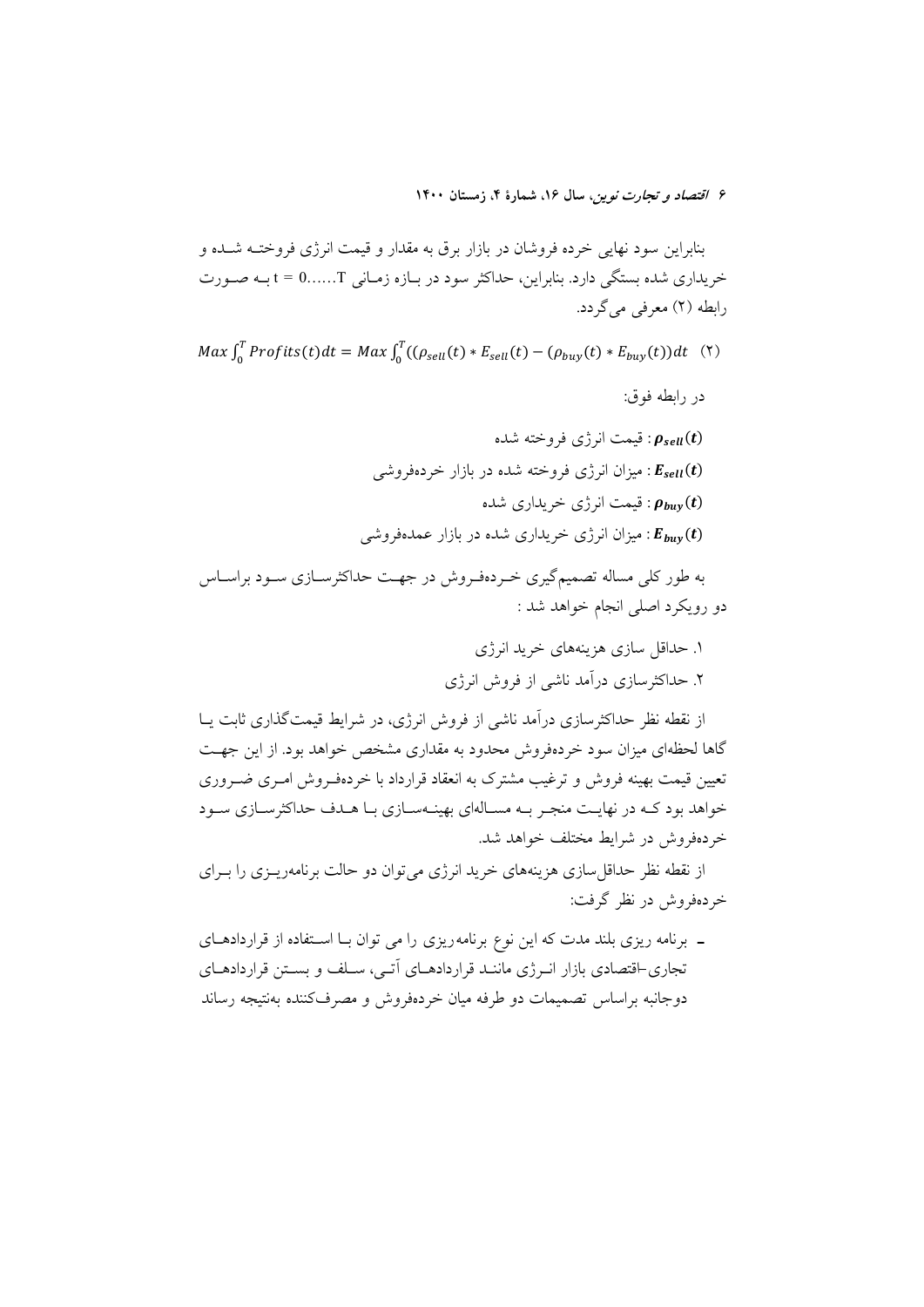بنابراین سود نهایی خرده فروشان در بازار برق به مقدار و قیمت انرژی فروخته شده و خریداری شده بستگی دارد. بنابراین، حداکثر سود در بازه زمانی $t = 0......T$ به صورت رابطه (۲) معرفی می‌گردد.

$$Max \int_0^T Profits(t)dt = Max \int_0^T ((\rho_{sell}(t) * E_{sell}(t) - (\rho_{buy}(t) * E_{buy}(t))dt \quad (۲)$$

در رابطه فوق:

$\boldsymbol{\rho_{sell}(t)}$ : قیمت انرژی فروخته شده

$\boldsymbol{E_{sell}(t)}$ : میزان انرژی فروخته شده در بازار خرده‌فروشی

$\boldsymbol{\rho_{buy}(t)}$ : قیمت انرژی خریداری شده

$\boldsymbol{E_{buy}(t)}$ : میزان انرژی خریداری شده در بازار عمده‌فروشی

به طور کلی مساله تصمیم‌گیری خرده‌فروش در جهت حداکثرسازی سود براساس دو رویکرد اصلی انجام خواهد شد :

۱. حداقل سازی هزینه‌های خرید انرژی
۲. حداکثرسازی درآمد ناشی از فروش انرژی

از نقطه نظر حداکثرسازی درآمد ناشی از فروش انرژی، در شرایط قیمت‌گذاری ثابت یا گاها لحظه‌ای میزان سود خرده‌فروش محدود به مقداری مشخص خواهد بود. از این جهت تعیین قیمت بهینه فروش و ترغیب مشترک به انعقاد قرارداد با خرده‌فروش امری ضروری خواهد بود که در نهایت منجر به مساله‌ای بهینه‌سازی با هدف حداکثرسازی سود خرده‌فروش در شرایط مختلف خواهد شد.

از نقطه نظر حداقل‌سازی هزینه‌های خرید انرژی می‌توان دو حالت برنامه‌ریزی را برای خرده‌فروش در نظر گرفت:

- برنامه ریزی بلند مدت که این نوع برنامه‌ریزی را می توان با استفاده از قراردادهای تجاری–اقتصادی بازار انرژی مانند قراردادهای آتی، سلف و بستن قراردادهای دوجانبه براساس تصمیمات دو طرفه میان خرده‌فروش و مصرف‌کننده به‌نتیجه رساند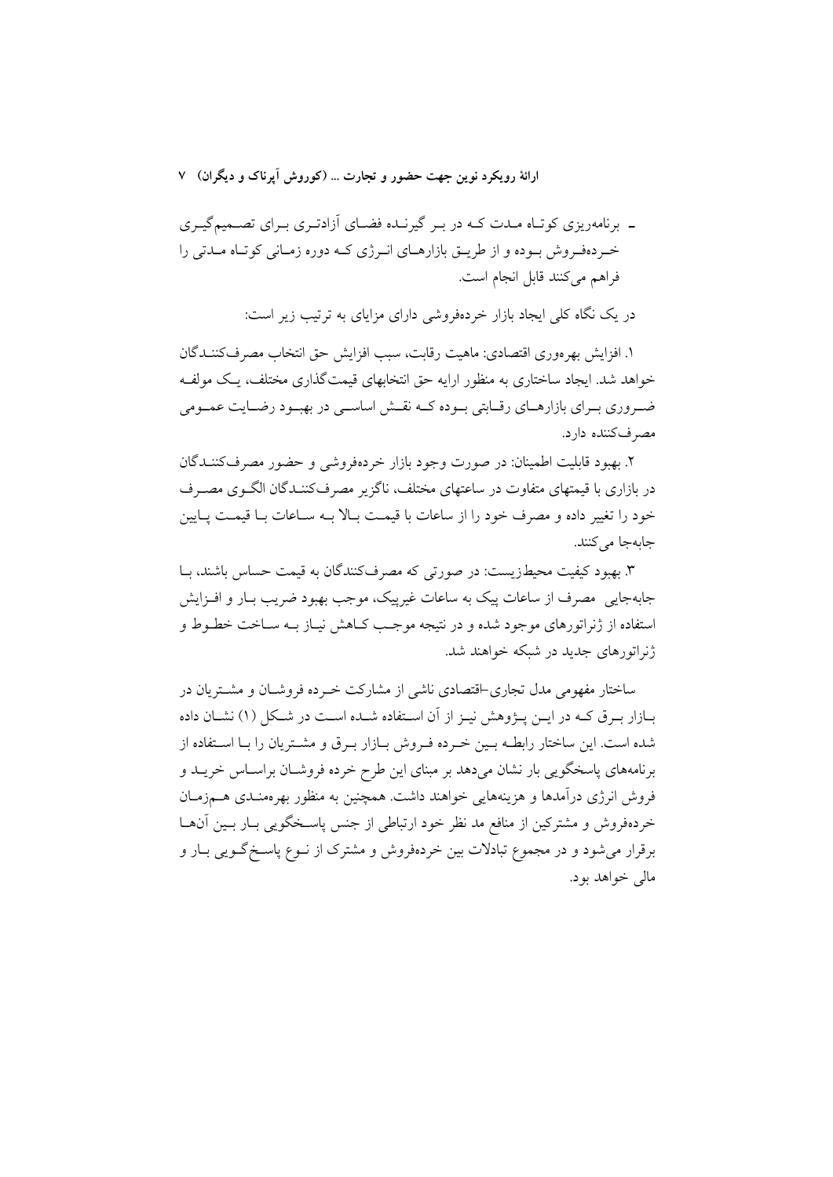- برنامه‌ریزی کوتاه مدت که در بر گیرنده فضای آزادتری برای تصمیم‌گیری خرده‌فروش بوده و از طریق بازارهای انرژی که دوره زمانی کوتاه مدتی را فراهم می‌کنند قابل انجام است.

در یک نگاه کلی ایجاد بازار خرده‌فروشی دارای مزایای به ترتیب زیر است:

۱. افزایش بهره‌وری اقتصادی: ماهیت رقابت، سبب افزایش حق انتخاب مصرف‌کنندگان خواهد شد. ایجاد ساختاری به منظور ارایه حق انتخابهای قیمت‌گذاری مختلف، یک مولفه ضروری برای بازارهای رقابتی بوده که نقش اساسی در بهبود رضایت عمومی مصرف‌کننده دارد.

۲. بهبود قابلیت اطمینان: در صورت وجود بازار خرده‌فروشی و حضور مصرف‌کنندگان در بازاری با قیمتهای متفاوت در ساعتهای مختلف، ناگزیر مصرف‌کنندگان الگوی مصرف خود را تغییر داده و مصرف خود را از ساعات با قیمت بالا به ساعات با قیمت پایین جابه‌جا می‌کنند.

۳. بهبود کیفیت محیط‌زیست: در صورتی که مصرف‌کنندگان به قیمت حساس باشند، با جابه‌جایی مصرف از ساعات پیک به ساعات غیرپیک، موجب بهبود ضریب بار و افزایش استفاده از ژنراتورهای موجود شده و در نتیجه موجب کاهش نیاز به ساخت خطوط و ژنراتورهای جدید در شبکه خواهند شد.

ساختار مفهومی مدل تجاری–اقتصادی ناشی از مشارکت خرده فروشان و مشتریان در بازار برق که در این پژوهش نیز از آن استفاده شده است در شکل (۱) نشان داده شده است. این ساختار رابطه بین خرده فروش بازار برق و مشتریان را با استفاده از برنامه‌های پاسخگویی بار نشان می‌دهد بر مبنای این طرح خرده فروشان براساس خرید و فروش انرژی درآمدها و هزینه‌هایی خواهند داشت. همچنین به منظور بهره‌مندی همزمان خرده‌فروش و مشترکین از منافع مد نظر خود ارتباطی از جنس پاسخگویی بار بین آنها برقرار می‌شود و در مجموع تبادلات بین خرده‌فروش و مشترک از نوع پاسخ‌گویی بار و مالی خواهد بود.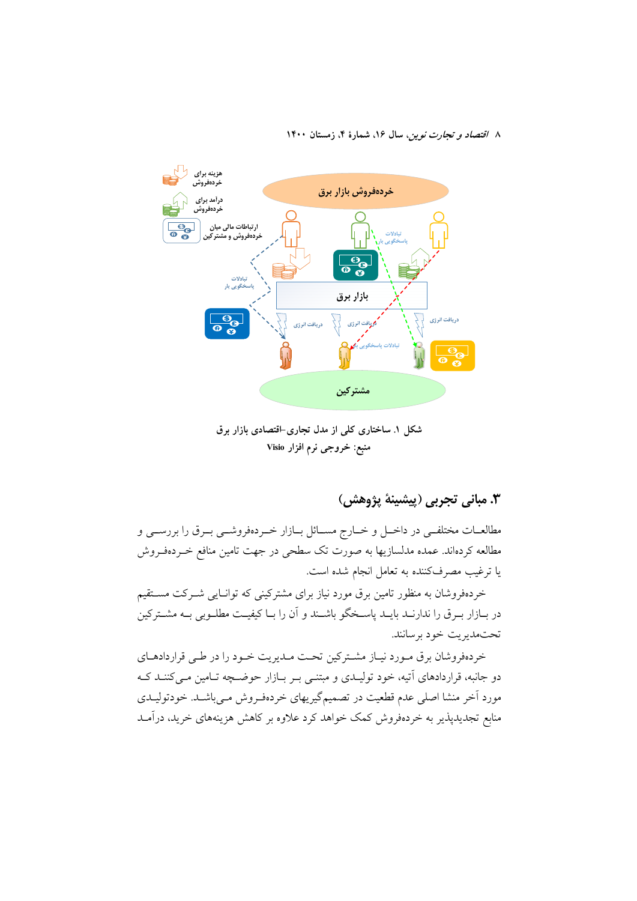شکل ۱. ساختاری کلی از مدل تجاری-اقتصادی بازار برق

منبع: خروجی نرم افزار Visio

## ۳. مبانی تجربی (پیشینۀ پژوهش)

مطالعات مختلفی در داخل و خارج مسائل بازار خرده‌فروشی برق را بررسی و مطالعه کرده‌اند. عمده مدلسازیها به صورت تک سطحی در جهت تامین منافع خرده‌فروش یا ترغیب مصرف‌کننده به تعامل انجام شده است.

خرده‌فروشان به منظور تامین برق مورد نیاز برای مشترکینی که توانایی شرکت مستقیم در بازار برق را ندارند باید پاسخگو باشند و آن را با کیفیت مطلوبی به مشترکین تحت‌مدیریت خود برسانند.

خرده‌فروشان برق مورد نیاز مشترکین تحت مدیریت خود را در طی قراردادهای دو جانبه، قراردادهای آتیه، خود تولیدی و مبتنی بر بازار حوضچه تامین می‌کنند که مورد آخر منشا اصلی عدم قطعیت در تصمیم‌گیریهای خرده‌فروش می‌باشد. خودتولیدی منابع تجدیدپذیر به خرده‌فروش کمک خواهد کرد علاوه بر کاهش هزینه‌های خرید، درآمد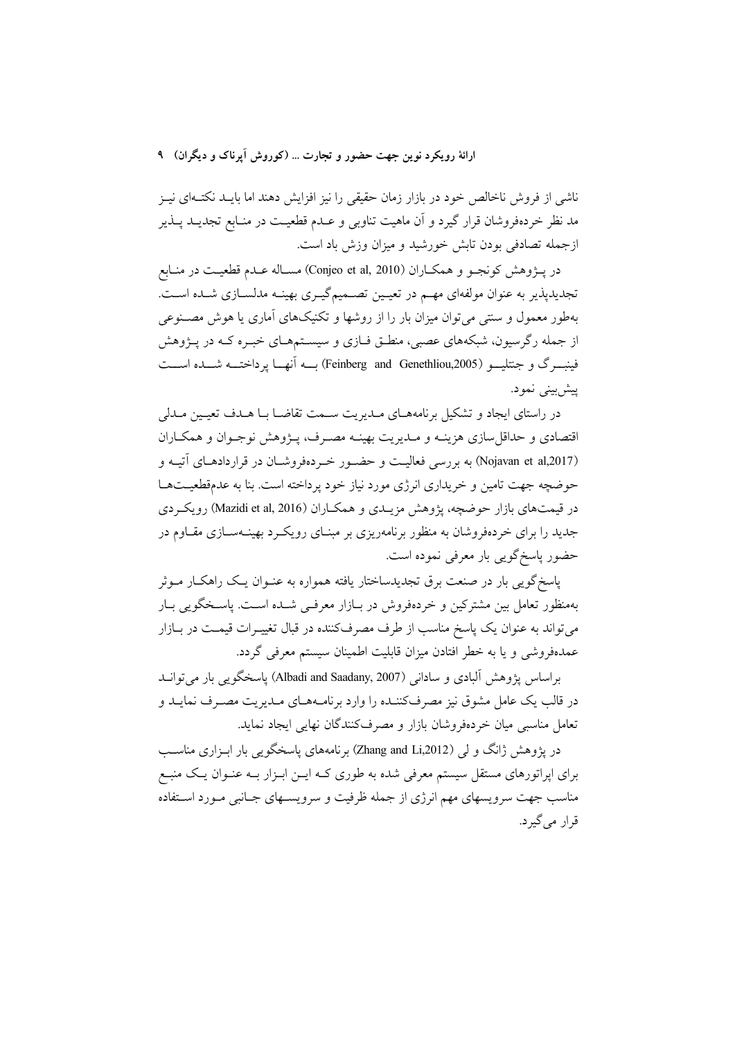ناشی از فروش ناخالص خود در بازار زمان حقیقی را نیز افزایش دهند اما بایـد نکتـه‌ای نیـز مد نظر خرده‌فروشان قرار گیرد و آن ماهیت تناوبی و عـدم قطعیـت در منـابع تجدیـد پـذیر ازجمله تصادفی بودن تابش خورشید و میزان وزش باد است.

در پـژوهش کونجـو و همکـاران (Conjeo et al, 2010) مسـاله عـدم قطعیـت در منـابع تجدیدپذیر به عنوان مولفه‌ای مهـم در تعیـین تصـمیم‌گیـری بهینـه مدلسـازی شـده اسـت. به‌طور معمول و سنتی می‌توان میزان بار را از روشها و تکنیک‌های آماری یا هوش مصـنوعی از جمله رگرسیون، شبکه‌های عصبی، منطـق فـازی و سیسـتم‌هـای خبـره کـه در پـژوهش فینبـرگ و جنتلیـو (Feinberg and Genethliou,2005) بـه آنهـا پرداختـه شـده اسـت پیش‌بینی نمود.

در راستای ایجاد و تشکیل برنامه‌هـای مـدیریت سـمت تقاضـا بـا هـدف تعیـین مـدلی اقتصادی و حداقل‌سازی هزینـه و مـدیریت بهینـه مصـرف، پـژوهش نوجـوان و همکـاران (Nojavan et al,2017) به بررسی فعالیـت و حضـور خـرده‌فروشـان در قراردادهـای آتیـه و حوضچه جهت تامین و خریداری انرژی مورد نیاز خود پرداخته است. بنا به عدم‌قطعیـت‌هـا در قیمت‌های بازار حوضچه، پژوهش مزیـدی و همکـاران (Mazidi et al, 2016) رویکـردی جدید را برای خرده‌فروشان به منظور برنامه‌ریزی بر مبنـای رویکـرد بهینـه‌سـازی مقـاوم در حضور پاسخ‌گویی بار معرفی نموده است.

پاسخ‌گویی بار در صنعت برق تجدیدساختار یافته همواره به عنـوان یـک راهکـار مـوثر به‌منظور تعامل بین مشترکین و خرده‌فروش در بـازار معرفـی شـده اسـت. پاسـخگویی بـار می‌تواند به عنوان یک پاسخ مناسب از طرف مصرف‌کننده در قبال تغییـرات قیمـت در بـازار عمده‌فروشی و یا به خطر افتادن میزان قابلیت اطمینان سیستم معرفی گردد.

براساس پژوهش آلبادی و سادانی (Albadi and Saadany, 2007) پاسخگویی بار می‌توانـد در قالب یک عامل مشوق نیز مصرف‌کننـده را وارد برنامـه‌هـای مـدیریت مصـرف نمایـد و تعامل مناسبی میان خرده‌فروشان بازار و مصرف‌کنندگان نهایی ایجاد نماید.

در پژوهش ژانگ و لی (Zhang and Li,2012) برنامه‌های پاسخگویی بار ابـزاری مناسـب برای اپراتورهای مستقل سیستم معرفی شده به طوری کـه ایـن ابـزار بـه عنـوان یـک منبـع مناسب جهت سرویسهای مهم انرژی از جمله ظرفیت و سرویسـهای جـانبی مـورد اسـتفاده قرار می‌گیرد.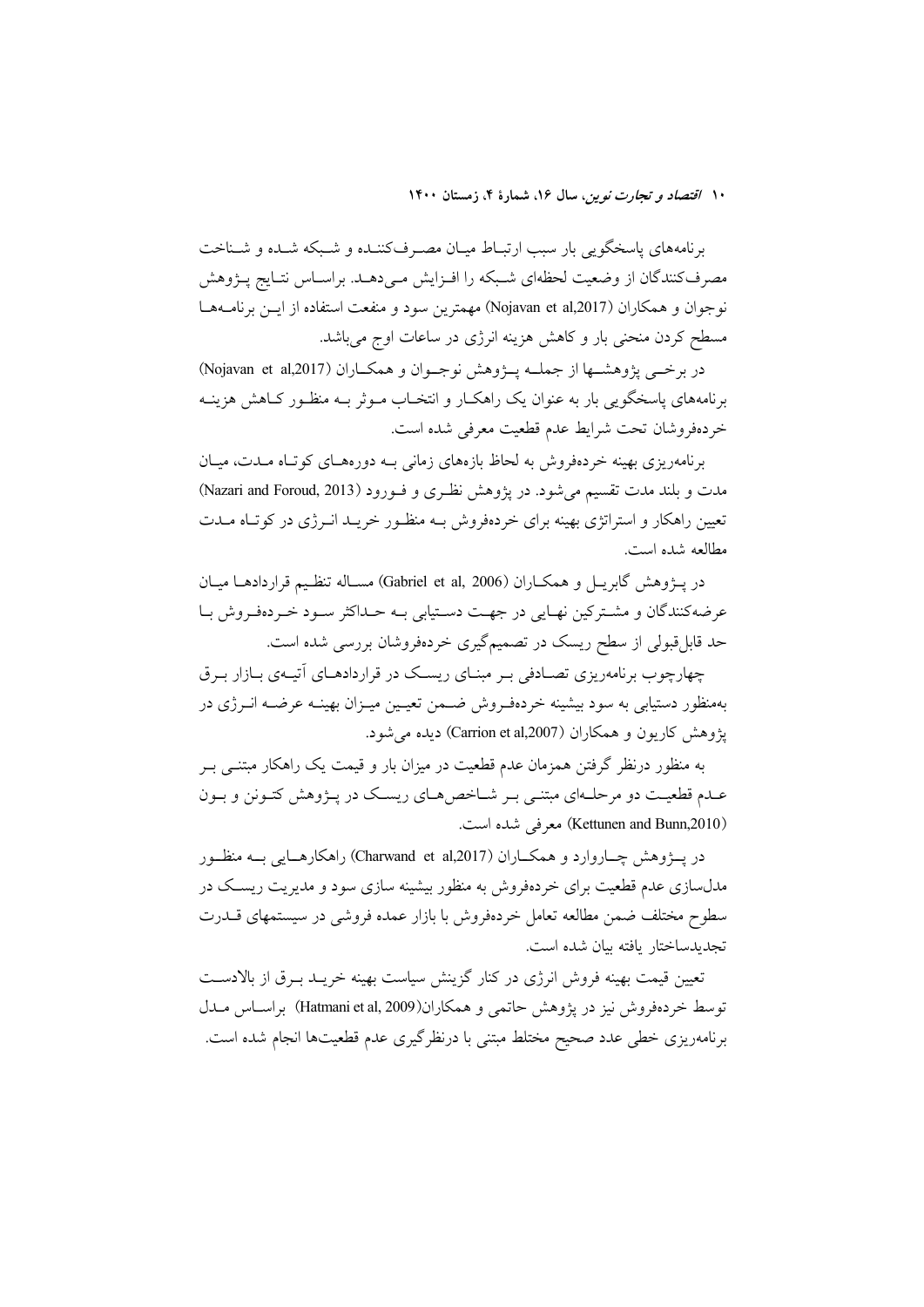برنامه‌های پاسخگویی بار سبب ارتباط میان مصرف‌کننده و شبکه شده و شناخت مصرف‌کنندگان از وضعیت لحظه‌ای شبکه را افزایش می‌دهد. براساس نتایج پژوهش نوجوان و همکاران (Nojavan et al,2017) مهمترین سود و منفعت استفاده از این برنامه‌ها مسطح کردن منحنی بار و کاهش هزینه انرژی در ساعات اوج می‌باشد.

در برخی پژوهش‌ها از جمله پژوهش نوجوان و همکاران (Nojavan et al,2017) برنامه‌های پاسخگویی بار به عنوان یک راهکار و انتخاب موثر به منظور کاهش هزینه خرده‌فروشان تحت شرایط عدم قطعیت معرفی شده است.

برنامه‌ریزی بهینه خرده‌فروش به لحاظ بازه‌های زمانی به دوره‌های کوتاه مدت، میان مدت و بلند مدت تقسیم می‌شود. در پژوهش نظری و فورود (Nazari and Foroud, 2013) تعیین راهکار و استراتژی بهینه برای خرده‌فروش به منظور خرید انرژی در کوتاه مدت مطالعه شده است.

در پژوهش گابریل و همکاران (Gabriel et al, 2006) مساله تنظیم قراردادها میان عرضه‌کنندگان و مشترکین نهایی در جهت دستیابی به حداکثر سود خرده‌فروش با حد قابل‌قبولی از سطح ریسک در تصمیم‌گیری خرده‌فروشان بررسی شده است.

چهارچوب برنامه‌ریزی تصادفی بر مبنای ریسک در قراردادهای آتیه‌ی بازار برق به‌منظور دستیابی به سود بیشینه خرده‌فروش ضمن تعیین میزان بهینه عرضه انرژی در پژوهش کاریون و همکاران (Carrion et al,2007) دیده می‌شود.

به منظور درنظر گرفتن همزمان عدم قطعیت در میزان بار و قیمت یک راهکار مبتنی بر عدم قطعیت دو مرحله‌ای مبتنی بر شاخص‌های ریسک در پژوهش کتونن و بون (Kettunen and Bunn,2010) معرفی شده است.

در پژوهش چاروارد و همکاران (Charwand et al,2017) راهکارهایی به منظور مدل‌سازی عدم قطعیت برای خرده‌فروش به منظور بیشینه سازی سود و مدیریت ریسک در سطوح مختلف ضمن مطالعه تعامل خرده‌فروش با بازار عمده فروشی در سیستمهای قدرت تجدیدساختار یافته بیان شده است.

تعیین قیمت بهینه فروش انرژی در کنار گزینش سیاست بهینه خرید برق از بالادست توسط خرده‌فروش نیز در پژوهش حاتمی و همکاران(Hatmani et al, 2009) براساس مدل برنامه‌ریزی خطی عدد صحیح مختلط مبتنی با درنظرگیری عدم قطعیت‌ها انجام شده است.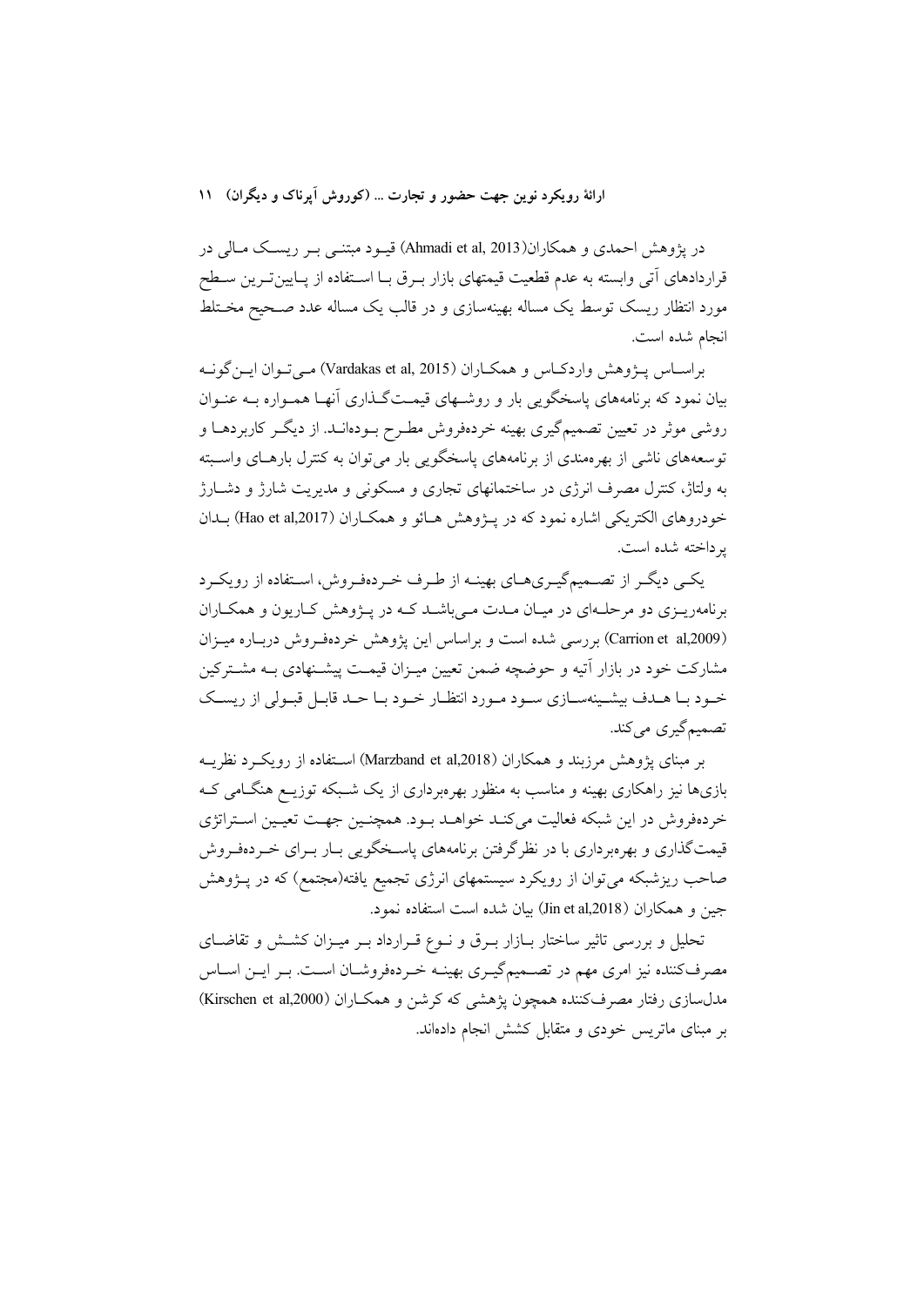در پژوهش احمدی و همکاران(Ahmadi et al, 2013) قیود مبتنی بر ریسک مالی در قراردادهای آتی وابسته به عدم قطعیت قیمتهای بازار برق با استفاده از پایین‌ترین سطح مورد انتظار ریسک توسط یک مساله بهینه‌سازی و در قالب یک مساله عدد صحیح مختلط انجام شده است.

براساس پژوهش واردکاس و همکاران (Vardakas et al, 2015) می‌توان این‌گونه بیان نمود که برنامه‌های پاسخگویی بار و روشهای قیمت‌گذاری آنها همواره به عنوان روشی موثر در تعیین تصمیم‌گیری بهینه خرده‌فروش مطرح بوده‌اند. از دیگر کاربردها و توسعه‌های ناشی از بهره‌مندی از برنامه‌های پاسخگویی بار می‌توان به کنترل بارهای وابسته به ولتاژ، کنترل مصرف انرژی در ساختمانهای تجاری و مسکونی و مدیریت شارژ و دشارژ خودروهای الکتریکی اشاره نمود که در پژوهش هائو و همکاران (Hao et al,2017) بدان پرداخته شده است.

یکی دیگر از تصمیم‌گیری‌های بهینه از طرف خرده‌فروش، استفاده از رویکرد برنامه‌ریزی دو مرحله‌ای در میان مدت می‌باشد که در پژوهش کاریون و همکاران (Carrion et al,2009) بررسی شده است و براساس این پژوهش خرده‌فروش درباره میزان مشارکت خود در بازار آتیه و حوضچه ضمن تعیین میزان قیمت پیشنهادی به مشترکین خود با هدف بیشینه‌سازی سود مورد انتظار خود با حد قابل قبولی از ریسک تصمیم‌گیری می‌کند.

بر مبنای پژوهش مرزبند و همکاران (Marzband et al,2018) استفاده از رویکرد نظریه بازی‌ها نیز راهکاری بهینه و مناسب به منظور بهره‌برداری از یک شبکه توزیع هنگامی که خرده‌فروش در این شبکه فعالیت می‌کند خواهد بود. همچنین جهت تعیین استراتژی قیمت‌گذاری و بهره‌برداری با در نظرگرفتن برنامه‌های پاسخگویی بار برای خرده‌فروش صاحب ریزشبکه می‌توان از رویکرد سیستمهای انرژی تجمیع یافته(مجتمع) که در پژوهش جین و همکاران (Jin et al,2018) بیان شده است استفاده نمود.

تحلیل و بررسی تاثیر ساختار بازار برق و نوع قرارداد بر میزان کشش و تقاضای مصرف‌کننده نیز امری مهم در تصمیم‌گیری بهینه خرده‌فروشان است. بر این اساس مدل‌سازی رفتار مصرف‌کننده همچون پژهشی که کرشن و همکاران (Kirschen et al,2000) بر مبنای ماتریس خودی و متقابل کشش انجام داده‌اند.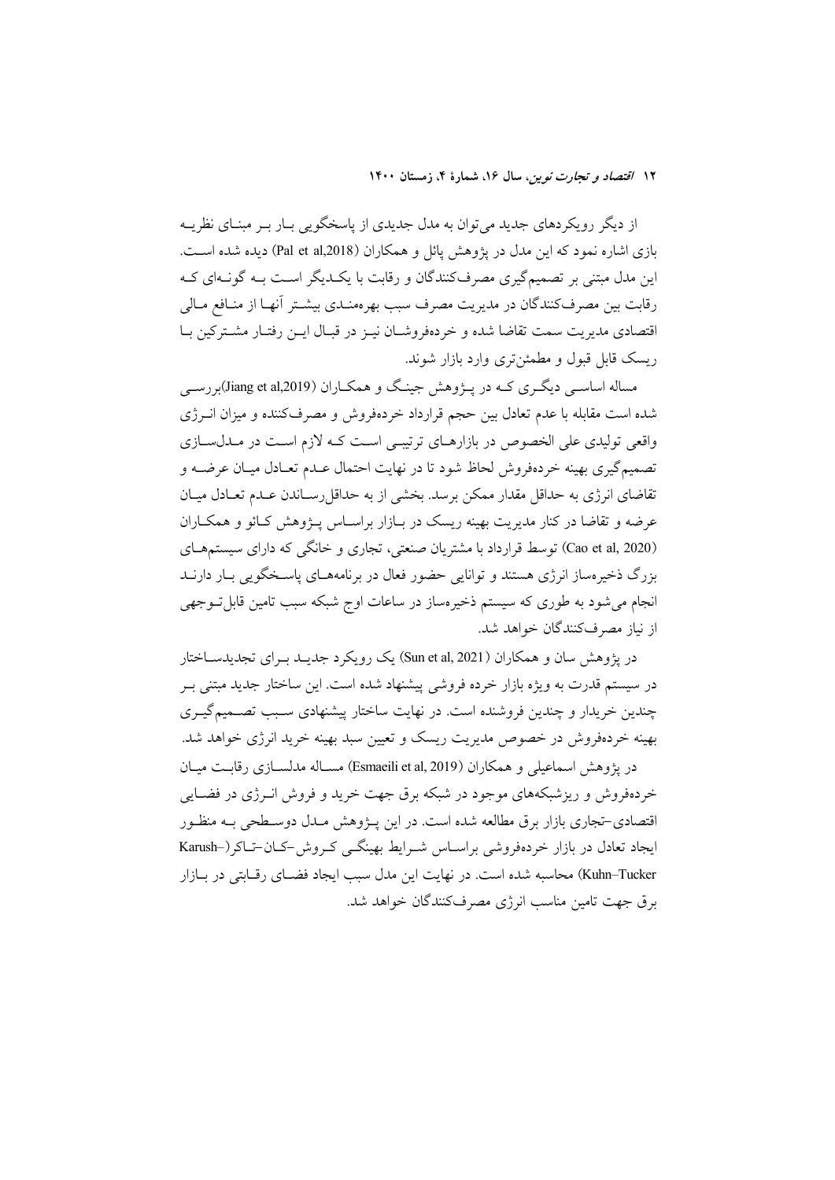از دیگر رویکردهای جدید می‌توان به مدل جدیدی از پاسخگویی بار بر مبنای نظریه بازی اشاره نمود که این مدل در پژوهش پائل و همکاران (Pal et al,2018) دیده شده است. این مدل مبتنی بر تصمیم‌گیری مصرف‌کنندگان و رقابت با یکدیگر است به گونه‌ای که رقابت بین مصرف‌کنندگان در مدیریت مصرف سبب بهره‌مندی بیشتر آنها از منافع مالی اقتصادی مدیریت سمت تقاضا شده و خرده‌فروشان نیز در قبال این رفتار مشترکین با ریسک قابل قبول و مطمئن‌تری وارد بازار شوند.

مساله اساسی دیگری که در پژوهش جینگ و همکاران (Jiang et al,2019)بررسی شده است مقابله با عدم تعادل بین حجم قرارداد بین خرده‌فروش و مصرف‌کننده و میزان انرژی واقعی تولیدی علی الخصوص در بازارهای ترتیبی است که لازم است در مدلسازی تصمیم‌گیری بهینه خرده‌فروش لحاظ شود تا در نهایت احتمال عدم تعادل میان عرضه و تقاضای انرژی به حداقل مقدار ممکن برسد. بخشی از به حداقل‌رساندن عدم تعادل میان عرضه و تقاضا در کنار مدیریت بهینه ریسک در بازار براساس پژوهش کائو و همکاران (Cao et al, 2020) توسط قرارداد با مشتریان صنعتی، تجاری و خانگی که دارای سیستم‌های بزرگ ذخیره‌ساز انرژی هستند و توانایی حضور فعال در برنامه‌های پاسخگویی بار دارند انجام می‌شود به طوری که سیستم ذخیره‌ساز در ساعات اوج شبکه سبب تامین قابل‌توجهی از نیاز مصرف‌کنندگان خواهد شد.

در پژوهش سان و همکاران (Sun et al, 2021) یک رویکرد جدید برای تجدیدساختار در سیستم قدرت به ویژه بازار خرده فروشی پیشنهاد شده است. این ساختار جدید مبتنی بر چندین خریدار و چندین فروشنده است. در نهایت ساختار پیشنهادی سبب تصمیم‌گیری بهینه خرده‌فروش در خصوص مدیریت ریسک و تعیین سبد بهینه خرید انرژی خواهد شد.

در پژوهش اسماعیلی و همکاران (Esmaeili et al, 2019) مساله مدلسازی رقابت میان خرده‌فروش و ریزشبکه‌های موجود در شبکه برق جهت خرید و فروش انرژی در فضای اقتصادی-تجاری بازار برق مطالعه شده است. در این پژوهش مدل دوسطحی به منظور ایجاد تعادل در بازار خرده‌فروشی براساس شرایط بهینگی کروش-کان-تاکر(Karush–Kuhn–Tucker) محاسبه شده است. در نهایت این مدل سبب ایجاد فضای رقابتی در بازار برق جهت تامین مناسب انرژی مصرف‌کنندگان خواهد شد.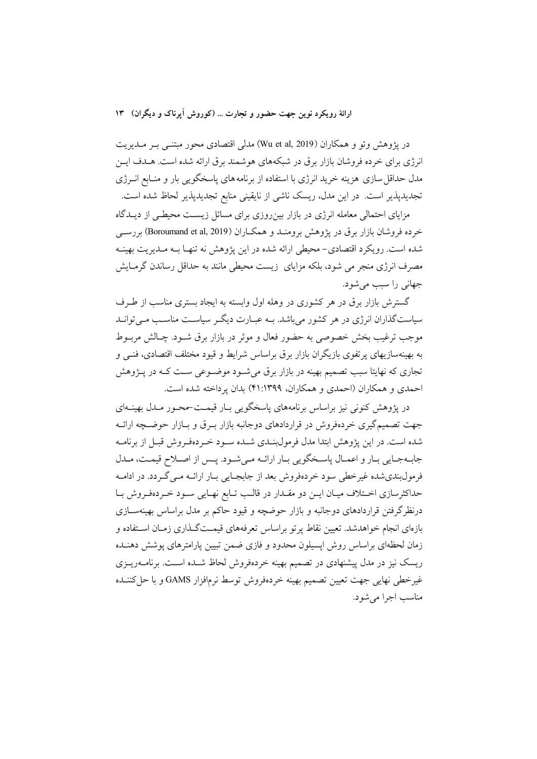در پژوهش وئو و همکاران (Wu et al, 2019) مدلی اقتصادی محور مبتنی بر مدیریت انرژی برای خرده فروشان بازار برق در شبکه‌های هوشمند برق ارائه شده است. هدف این مدل حداقل سازی هزینه خرید انرژی با استفاده از برنامه های پاسخگویی بار و منابع انرژی تجدیدپذیر است. در این مدل، ریسک ناشی از نایقینی منابع تجدیدپذیر لحاظ شده است.

مزایای احتمالی معامله انرژی در بازار بین‌روزی برای مسائل زیست محیطی از دیدگاه خرده فروشان بازار برق در پژوهش برومند و همکاران (Boroumand et al, 2019) بررسی شده است. رویکرد اقتصادی- محیطی ارائه شده در این پژوهش نه تنها به مدیریت بهینه مصرف انرژی منجر می شود، بلکه مزایای زیست محیطی مانند به حداقل رساندن گرمایش جهانی را سبب می‌شود.

گسترش بازار برق در هر کشوری در وهله اول وابسته به ایجاد بستری مناسب از طرف سیاست‌گذاران انرژی در هر کشور می‌باشد. به عبارت دیگر سیاست مناسب می‌تواند موجب ترغیب بخش خصوصی به حضور فعال و موثر در بازار برق شود. چالش مربوط به بهینه‌سازیهای پرتفوی بازیگران بازار برق براساس شرایط و قیود مختلف اقتصادی، فنی و تجاری که نهایتا سبب تصمیم بهینه در بازار برق می‌شود موضوعی ست که در پژوهش احمدی و همکاران (احمدی و همکاران، ۴۱:۱۳۹۹) بدان پرداخته شده است.

در پژوهش کنونی نیز براساس برنامههای پاسخگویی بار قیمت-محور مدل بهینه‌ای جهت تصمیم‌گیری خرده‌فروش در قراردادهای دوجانبه بازار برق و بازار حوضچه ارائه شده است. در این پژوهش ابتدا مدل فرمول‌بندی شده سود خرده‌فروش قبل از برنامه جابه‌جایی بار و اعمال پاسخگویی بار ارائه می‌شود. پس از اصلاح قیمت، مدل فرمول‌بندی‌شده غیرخطی سود خرده‌فروش بعد از جابجایی بار ارائه می‌گردد. در ادامه حداکثرسازی اختلاف میان این دو مقدار در قالب تابع نهایی سود خرده‌فروش با درنظرگرفتن قراردادهای دوجانبه و بازار حوضچه و قیود حاکم بر مدل براساس بهینه‌سازی بازه‌ای انجام خواهدشد. تعیین نقاط پرتو براساس تعرفه‌های قیمت‌گذاری زمان استفاده و زمان لحظه‌ای براساس روش اپسیلون محدود و فازی ضمن تبیین پارامترهای پوشش دهنده ریسک نیز در مدل پیشنهادی در تصمیم بهینه خرده‌فروش لحاظ شده است. برنامه‌ریزی غیرخطی نهایی جهت تعیین تصمیم بهینه خرده‌فروش توسط نرم‌افزار GAMS و با حل‌کننده مناسب اجرا می‌شود.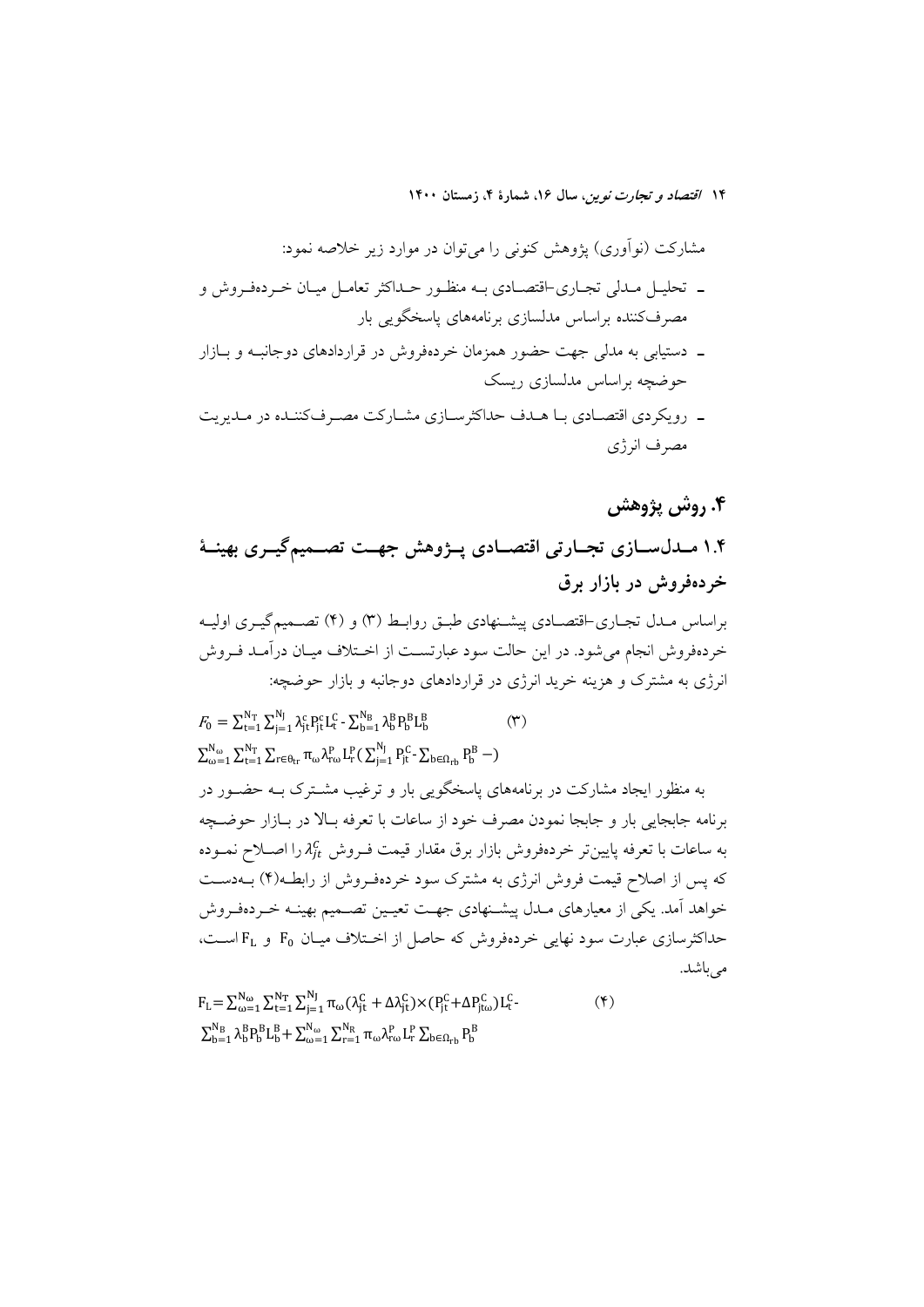مشارکت (نوآوری) پژوهش کنونی را می‌توان در موارد زیر خلاصه نمود:

- تحلیل مدلی تجاری-اقتصادی به منظور حداکثر تعامل میان خرده‌فروش و مصرف‌کننده براساس مدلسازی برنامه‌های پاسخگویی بار
- دستیابی به مدلی جهت حضور همزمان خرده‌فروش در قراردادهای دوجانبه و بازار حوضچه براساس مدلسازی ریسک
- رویکردی اقتصادی با هدف حداکثرسازی مشارکت مصرف‌کننده در مدیریت مصرف انرژی

## ۴. روش پژوهش

### ۱.۴ مدل‌سازی تجارتی اقتصادی پژوهش جهت تصمیم‌گیری بهینهٔ خرده‌فروش در بازار برق

براساس مدل تجاری-اقتصادی پیشنهادی طبق روابط (۳) و (۴) تصمیم‌گیری اولیه خرده‌فروش انجام می‌شود. در این حالت سود عبارتست از اختلاف میان درآمد فروش انرژی به مشترک و هزینه خرید انرژی در قراردادهای دوجانبه و بازار حوضچه:

$$F_0 = \sum_{t=1}^{N_T} \sum_{j=1}^{N_J} \lambda_{jt}^c P_{jt}^c L_t^C - \sum_{b=1}^{N_B} \lambda_b^B P_b^B L_b^B \qquad (۳)$$
$$\sum_{\omega=1}^{N_\omega} \sum_{t=1}^{N_T} \sum_{r \in \theta_{tr}} \pi_\omega \lambda_{r\omega}^P L_r^P (\sum_{j=1}^{N_J} P_{jt}^C - \sum_{b \in \Omega_{rb}} P_b^B -)$$

به منظور ایجاد مشارکت در برنامه‌های پاسخگویی بار و ترغیب مشترک به حضور در برنامه جابجایی بار و جابجا نمودن مصرف خود از ساعات با تعرفه بالا در بازار حوضچه به ساعات با تعرفه پایین‌تر خرده‌فروش بازار برق مقدار قیمت فروش $\lambda_{jt}^c$ را اصلاح نموده که پس از اصلاح قیمت فروش انرژی به مشترک سود خرده‌فروش از رابطه(۴) به‌دست خواهد آمد. یکی از معیارهای مدل پیشنهادی جهت تعیین تصمیم بهینه خرده‌فروش حداکثرسازی عبارت سود نهایی خرده‌فروش که حاصل از اختلاف میان $F_0$ و $F_L$ است، می‌باشد.

$$F_L = \sum_{\omega=1}^{N_\omega} \sum_{t=1}^{N_T} \sum_{j=1}^{N_J} \pi_\omega (\lambda_{jt}^C + \Delta\lambda_{jt}^C) \times (P_{jt}^C + \Delta P_{jt\omega}^C) L_t^C - \qquad (۴)$$
$$\sum_{b=1}^{N_B} \lambda_b^B P_b^B L_b^B + \sum_{\omega=1}^{N_\omega} \sum_{r=1}^{N_R} \pi_\omega \lambda_{r\omega}^P L_r^P \sum_{b \in \Omega_{rb}} P_b^B$$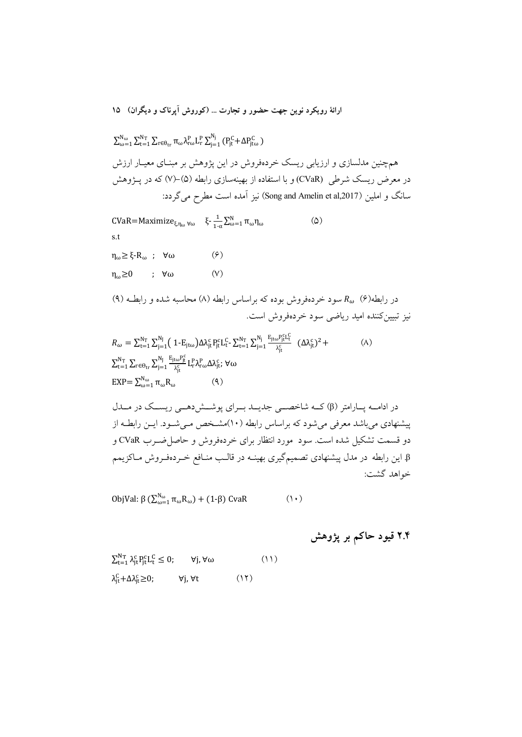$$\sum_{\omega=1}^{N_\omega}\sum_{t=1}^{N_T}\sum_{r\in\theta_{tr}}\pi_\omega\lambda_{r\omega}^{P}L_r^{P}\sum_{j=1}^{N_j}(P_{jt}^{C}+\Delta P_{jt\omega}^{C})$$

هم‌چنین مدلسازی و ارزیابی ریسک خرده‌فروش در این پژوهش بر مبنای معیار ارزش در معرض ریسک شرطی (CVaR) و با استفاده از بهینه‌سازی رابطه (۵)–(۷) که در پژوهش سانگ و املین (Song and Amelin et al,2017) نیز آمده است مطرح می‌گردد:

$$\text{CVaR}=\text{Maximize}_{\xi,\eta_\omega\ \forall\omega}\quad \xi-\frac{1}{1-\alpha}\sum_{\omega=1}^{N}\pi_\omega\eta_\omega \qquad (۵)$$

s.t

$$\eta_\omega\geq \xi-R_\omega\ ;\quad \forall\omega \qquad (۶)$$

$$\eta_\omega\geq 0\quad ;\quad \forall\omega \qquad (۷)$$

در رابطه(۶) $R_\omega$ سود خرده‌فروش بوده که براساس رابطه (۸) محاسبه شده و رابطه (۹) نیز تبیین‌کننده امید ریاضی سود خرده‌فروش است.

$$R_\omega=\sum_{t=1}^{N_T}\sum_{j=1}^{N_J}(1-E_{jt\omega})\Delta\lambda_{jt}^{c}P_{jt}^{c}L_t^{C}-\sum_{t=1}^{N_T}\sum_{j=1}^{N_j}\frac{E_{jt\omega}P_{jt}^{c}L_t^{C}}{\lambda_{jt}^{c}}(\Delta\lambda_{jt}^{c})^2+ \qquad (۸)$$
$$\sum_{t=1}^{N_T}\sum_{r\in\theta_{tr}}\sum_{j=1}^{N_j}\frac{E_{jt\omega}P_{jt}^{c}}{\lambda_{jt}^{c}}L_r^{P}\lambda_{r\omega}^{P}\Delta\lambda_{jt}^{c};\ \forall\omega$$

$$\text{EXP}=\sum_{\omega=1}^{N_\omega}\pi_\omega R_\omega \qquad (۹)$$

در ادامه پارامتر ($\beta$) که شاخصی جدید برای پوشش‌دهی ریسک در مدل پیشنهادی می‌باشد معرفی می‌شود که براساس رابطه (۱۰)مشخص می‌شود. این رابطه از دو قسمت تشکیل شده است. سود مورد انتظار برای خرده‌فروش و حاصل‌ضرب CVaR و $\beta$. این رابطه در مدل پیشنهادی تصمیم‌گیری بهینه در قالب منافع خرده‌فروش ماکزیمم خواهد گشت:

$$\text{ObjVal: }\beta\left(\sum_{\omega=1}^{N_\omega}\pi_\omega R_\omega\right)+(1-\beta)\ \text{CvaR} \qquad (۱۰)$$

## ۲.۴ قیود حاکم بر پژوهش

$$\sum_{t=1}^{N_T}\lambda_{jt}^{c}P_{jt}^{c}L_t^{C}\leq 0;\qquad \forall j,\forall\omega \qquad (۱۱)$$

$$\lambda_{jt}^{C}+\Delta\lambda_{jt}^{c}\geq 0;\qquad \forall j,\forall t \qquad (۱۲)$$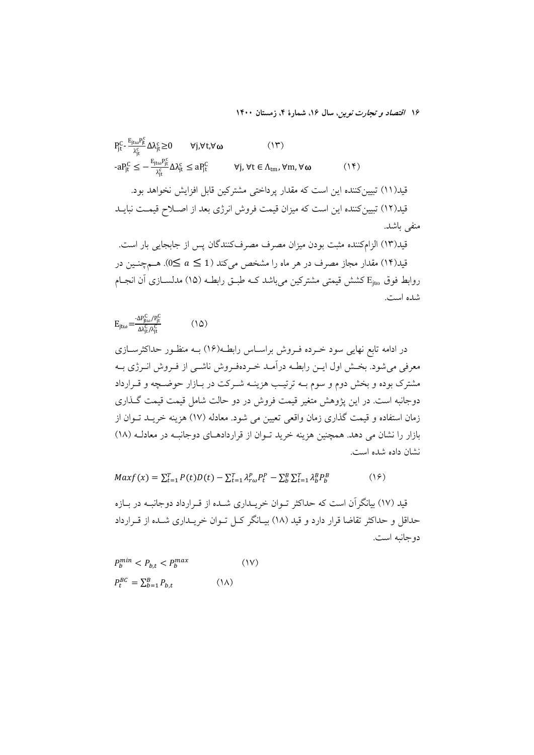$$P_{jt}^{C} - \frac{E_{jt\omega}P_{jt}^{C}}{\lambda_{jt}^{c}}\Delta\lambda_{jt}^{c} \geq 0 \qquad \forall j, \forall t, \forall \omega \qquad (۱۳)$$

$$-aP_{jt}^{C} \leq -\frac{E_{jt\omega}P_{jt}^{C}}{\lambda_{jt}^{c}}\Delta\lambda_{jt}^{c} \leq aP_{jt}^{C} \qquad \forall j, \forall t \in \Lambda_{tm}, \forall m, \forall \omega \qquad (۱۴)$$

قید(۱۱) تبیین‌کننده این است که مقدار پرداختی مشترکین قابل افزایش نخواهد بود.

قید(۱۲) تبیین‌کننده این است که میزان قیمت فروش انرژی بعد از اصلاح قیمت نباید منفی باشد.

قید(۱۳) الزام‌کننده مثبت بودن میزان مصرف مصرف‌کنندگان پس از جابجایی بار است.

قید(۱۴) مقدار مجاز مصرف در هر ماه را مشخص می‌کند ($0 \leq a \leq 1$). همچنین در روابط فوق $E_{jt\omega}$ کشش قیمتی مشترکین می‌باشد که طبق رابطه (۱۵) مدلسازی آن انجام شده است.

$$E_{jt\omega} = \frac{-\Delta P_{jt\omega}^{C}/P_{jt}^{C}}{\Delta\lambda_{jt}^{C}/\lambda_{jt}^{C}} \qquad (۱۵)$$

در ادامه تابع نهایی سود خرده فروش براساس رابطه(۱۶) به منظور حداکثرسازی معرفی می‌شود. بخش اول این رابطه درآمد خرده‌فروش ناشی از فروش انرژی به مشترک بوده و بخش دوم و سوم به ترتیب هزینه شرکت در بازار حوضچه و قرارداد دوجانبه است. در این پژوهش متغیر قیمت فروش در دو حالت شامل قیمت قیمت گذاری زمان استفاده و قیمت گذاری زمان واقعی تعیین می شود. معادله (۱۷) هزینه خرید توان از بازار را نشان می دهد. همچنین هزینه خرید توان از قراردادهای دوجانبه در معادله (۱۸) نشان داده شده است.

$$Max f(x) = \sum_{t=1}^{T} P(t)D(t) - \sum_{t=1}^{T} \lambda_{r\omega}^{P} P_t^{P} - \sum_{b}^{B}\sum_{t=1}^{T} \lambda_b^{B} P_b^{B} \qquad (۱۶)$$

قید (۱۷) بیانگرآن است که حداکثر توان خریداری شده از قرارداد دوجانبه در بازه حداقل و حداکثر تقاضا قرار دارد و قید (۱۸) بیانگر کل توان خریداری شده از قرارداد دوجانبه است.

$$P_b^{min} < P_{b,t} < P_b^{max} \qquad (۱۷)$$

$$P_t^{BC} = \sum_{b=1}^{B} P_{b,t} \qquad (۱۸)$$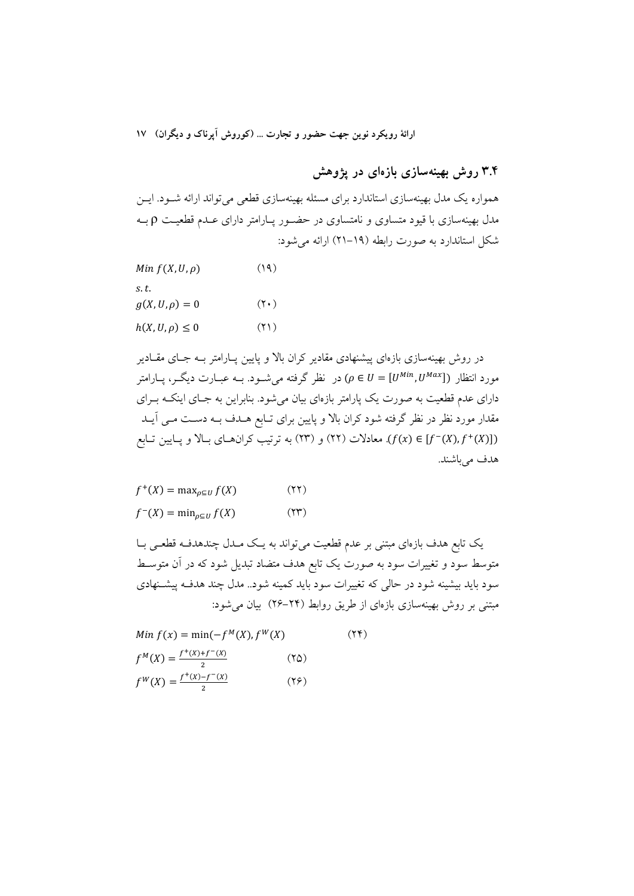## ۳.۴ روش بهینه‌سازی بازه‌ای در پژوهش

همواره یک مدل بهینه‌سازی استاندارد برای مسئله بهینه‌سازی قطعی می‌تواند ارائه شود. این مدل بهینه‌سازی با قیود متساوی و نامتساوی در حضور پارامتر دارای عدم قطعیت ρ به شکل استاندارد به صورت رابطه (۱۹–۲۱) ارائه می‌شود:

$$Min\ f(X,U,\rho) \qquad (۱۹)$$

$$s.t.$$

$$g(X,U,\rho) = 0 \qquad (۲۰)$$

$$h(X,U,\rho) \leq 0 \qquad (۲۱)$$

در روش بهینه‌سازی بازه‌ای پیشنهادی مقادیر کران بالا و پایین پارامتر به جای مقادیر مورد انتظار ($\rho \in U = [U^{Min}, U^{Max}]$) در نظر گرفته می‌شود. به عبارت دیگر، پارامتر دارای عدم قطعیت به صورت یک پارامتر بازه‌ای بیان می‌شود. بنابراین به جای اینکه برای مقدار مورد نظر در نظر گرفته شود کران بالا و پایین برای تابع هدف به دست می‌آید ($f(x) \in [f^{-}(X), f^{+}(X)]$). معادلات (۲۲) و (۲۳) به ترتیب کران‌های بالا و پایین تابع هدف می‌باشند.

$$f^{+}(X) = \max_{\rho \subseteq U} f(X) \qquad (۲۲)$$

$$f^{-}(X) = \min_{\rho \subseteq U} f(X) \qquad (۲۳)$$

یک تابع هدف بازه‌ای مبتنی بر عدم قطعیت می‌تواند به یک مدل چندهدفه قطعی با متوسط سود و تغییرات سود به صورت یک تابع هدف متضاد تبدیل شود که در آن متوسط سود باید بیشینه شود در حالی که تغییرات سود باید کمینه شود.. مدل چند هدفه پیشنهادی مبتنی بر روش بهینه‌سازی بازه‌ای از طریق روابط (۲۴–۲۶) بیان می‌شود:

$$Min\ f(x) = \min(-f^{M}(X), f^{W}(X) \qquad (۲۴)$$

$$f^{M}(X) = \frac{f^{+}(X)+f^{-}(X)}{2} \qquad (۲۵)$$

$$f^{W}(X) = \frac{f^{+}(X)-f^{-}(X)}{2} \qquad (۲۶)$$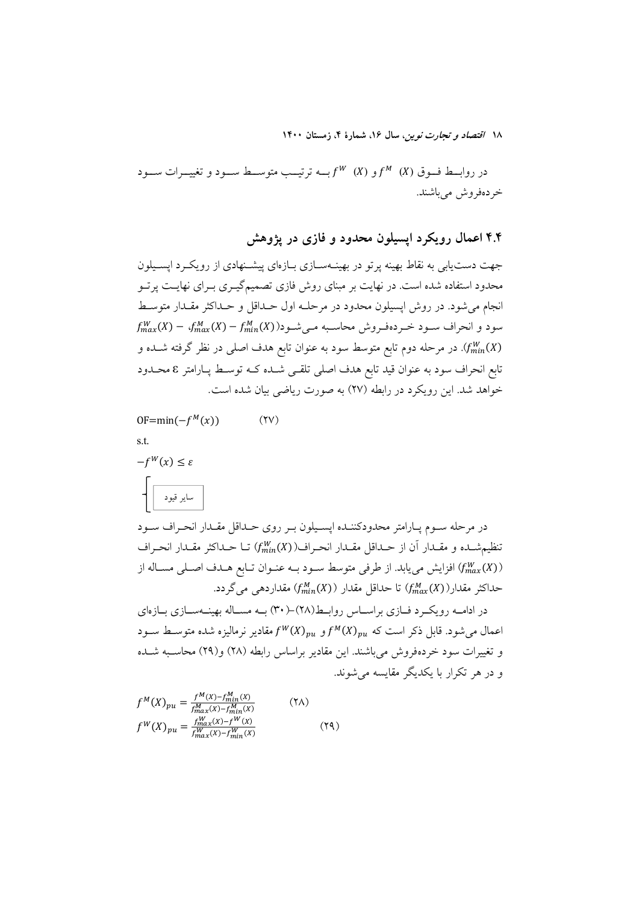در روابط فوق $f^M(X)$ و $f^W(X)$ به ترتیب متوسط سود و تغییرات سود خرده‌فروش می‌باشند.

## ۴.۴ اعمال رویکرد اپسیلون محدود و فازی در پژوهش

جهت دست‌یابی به نقاط بهینه پرتو در بهینه‌سازی بازه‌ای پیشنهادی از رویکرد اپسیلون محدود استفاده شده است. در نهایت بر مبنای روش فازی تصمیم‌گیری برای نهایت پرتو انجام می‌شود. در روش اپسیلون محدود در مرحله اول حداقل و حداکثر مقدار متوسط سود و انحراف سود خرده‌فروش محاسبه می‌شود($f_{max}^M(X) - f_{min}^M(X)$ ، $f_{max}^W(X) - f_{min}^W(X)$). در مرحله دوم تابع متوسط سود به عنوان تابع هدف اصلی در نظر گرفته شده و تابع انحراف سود به عنوان قید تابع هدف اصلی تلقی شده که توسط پارامتر $\varepsilon$ محدود خواهد شد. این رویکرد در رابطه (۲۷) به صورت ریاضی بیان شده است.

$$OF=\min(-f^M(x)) \qquad (۲۷)$$

s.t.

$$-f^W(x) \leq \varepsilon$$

سایر قیود

در مرحله سوم پارامتر محدودکننده اپسیلون بر روی حداقل مقدار انحراف سود تنظیم‌شده و مقدار آن از حداقل مقدار انحراف($f_{min}^W(X)$) تا حداکثر مقدار انحراف ($f_{max}^W(X)$) افزایش می‌یابد. از طرفی متوسط سود به عنوان تابع هدف اصلی مساله از حداکثر مقدار($f_{max}^M(X)$) تا حداقل مقدار ($f_{min}^M(X)$) مقداردهی می‌گردد.

در ادامه رویکرد فازی براساس روابط(۲۸)-(۳۰) به مساله بهینه‌سازی بازه‌ای اعمال می‌شود. قابل ذکر است که $f^M(X)_{pu}$ و $f^W(X)_{pu}$ مقادیر نرمالیزه شده متوسط سود و تغییرات سود خرده‌فروش می‌باشند. این مقادیر براساس رابطه (۲۸) و(۲۹) محاسبه شده و در هر تکرار با یکدیگر مقایسه می‌شوند.

$$f^M(X)_{pu} = \frac{f^M(X)-f_{min}^M(X)}{f_{max}^M(X)-f_{min}^M(X)} \qquad (۲۸)$$

$$f^W(X)_{pu} = \frac{f_{max}^W(X)-f^W(X)}{f_{max}^W(X)-f_{min}^W(X)} \qquad (۲۹)$$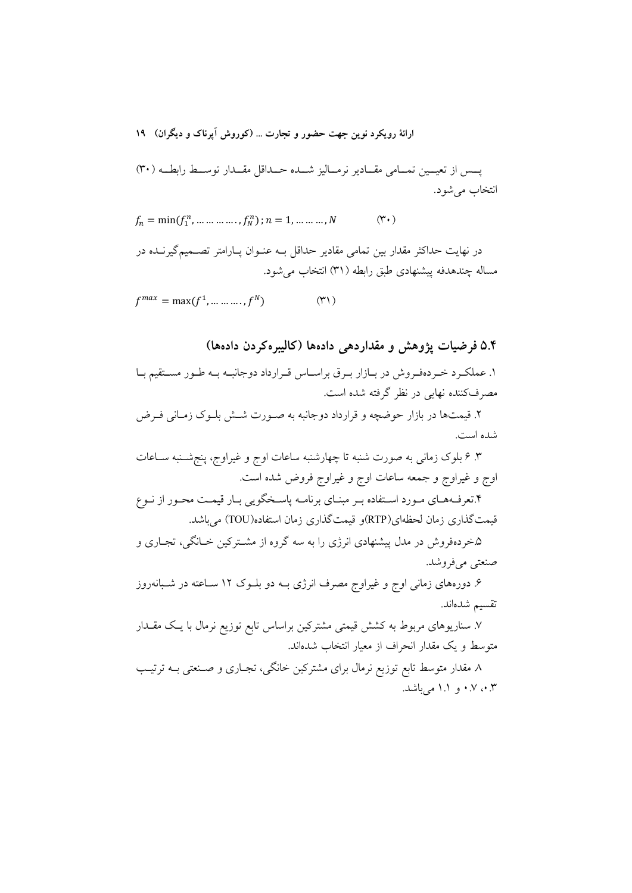پــس از تعیــین تمــامی مقــادیر نرمــالیز شــده حــداقل مقــدار توســط رابطــه (۳۰) انتخاب می‌شود.

$$f_n = \min(f_1^n, \dots\dots\dots, f_N^n) ; n = 1, \dots\dots, N \qquad (۳۰)$$

در نهایت حداکثر مقدار بین تمامی مقادیر حداقل بــه عنــوان پــارامتر تصــمیم‌گیرنــده در مساله چندهدفه پیشنهادی طبق رابطه (۳۱) انتخاب می‌شود.

$$f^{max} = \max(f^1, \dots\dots\dots, f^N) \qquad (۳۱)$$

## ۵.۴ فرضیات پژوهش و مقداردهی داده‌ها (کالیبره‌کردن داده‌ها)

۱. عملکـرد خـرده‌فـروش در بـازار بـرق براسـاس قـرارداد دوجانبـه بـه طـور مسـتقیم بـا مصرف‌کننده نهایی در نظر گرفته شده است.

۲. قیمت‌ها در بازار حوضچه و قرارداد دوجانبه به صـورت شـش بلـوک زمـانی فـرض شده است.

۳. ۶ بلوک زمانی به صورت شنبه تا چهارشنبه ساعات اوج و غیراوج، پنج‌شـنبه سـاعات اوج و غیراوج و جمعه ساعات اوج و غیراوج فروض شده است.

۴.تعرفـه‌هـای مـورد اسـتفاده بـر مبنـای برنامـه پاسـخگویی بـار قیمـت محـور از نـوع قیمت‌گذاری زمان لحظه‌ای(RTP)و قیمت‌گذاری زمان استفاده(TOU) می‌باشد.

۵.خرده‌فروش در مدل پیشنهادی انرژی را به سه گروه از مشـترکین خـانگی، تجـاری و صنعتی می‌فروشد.

۶. دوره‌های زمانی اوج و غیراوج مصرف انرژی بـه دو بلـوک ۱۲ سـاعته در شـبانه‌روز تقسیم شده‌اند.

۷. سناریوهای مربوط به کشش قیمتی مشترکین براساس تابع توزیع نرمال با یـک مقـدار متوسط و یک مقدار انحراف از معیار انتخاب شده‌اند.

۸ مقدار متوسط تابع توزیع نرمال برای مشترکین خانگی، تجـاری و صـنعتی بـه ترتیـب ۰.۳، ۰.۷ و ۱.۱ می‌باشد.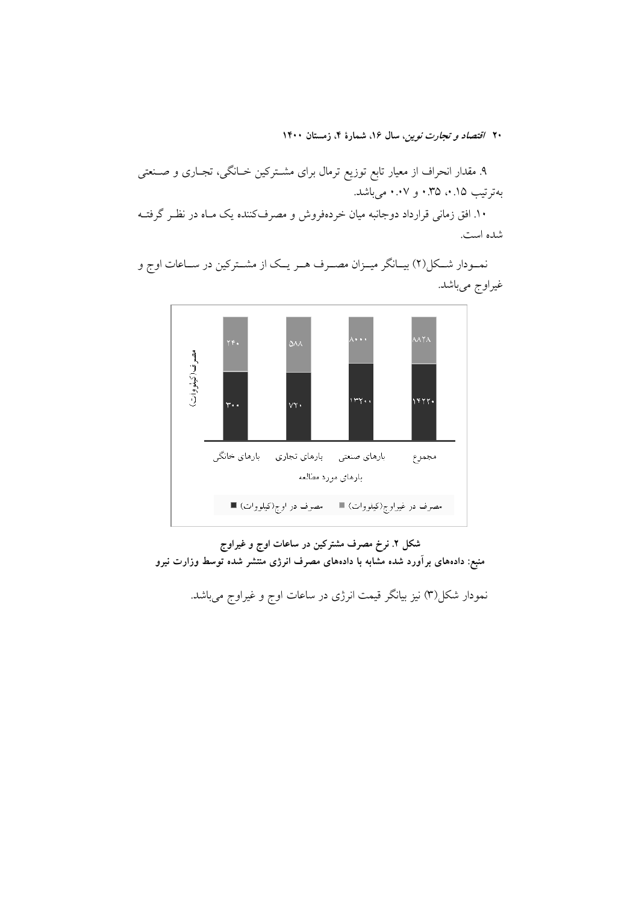۹. مقدار انحراف از معیار تابع توزیع نرمال برای مشترکین خانگی، تجاری و صنعتی به‌ترتیب ۰.۱۵، ۰.۳۵ و ۰.۰۷ می‌باشد.

۱۰. افق زمانی قرارداد دوجانبه میان خرده‌فروش و مصرف‌کننده یک ماه در نظر گرفته شده است.

نمودار شکل(۲) بیانگر میزان مصرف هر یک از مشترکین در ساعات اوج و غیراوج می‌باشد.

| بارهای مورد مطالعه | مصرف در اوج(کیلووات) | مصرف در غیراوج(کیلووات) |
|---|---|---|
| بارهای خانگی | ۳۰۰ | ۲۴۰ |
| بارهای تجاری | ۷۲۰ | ۵۸۸ |
| بارهای صنعتی | ۱۳۲۰۰ | ۸۰۰۰ |
| مجموع | ۱۴۲۲۰ | ۸۸۲۸ |

**شکل ۲. نرخ مصرف مشترکین در ساعات اوج و غیراوج**

**منبع: داده‌های برآورد شده مشابه با داده‌های مصرف انرژی منتشر شده توسط وزارت نیرو**

نمودار شکل(۳) نیز بیانگر قیمت انرژی در ساعات اوج و غیراوج می‌باشد.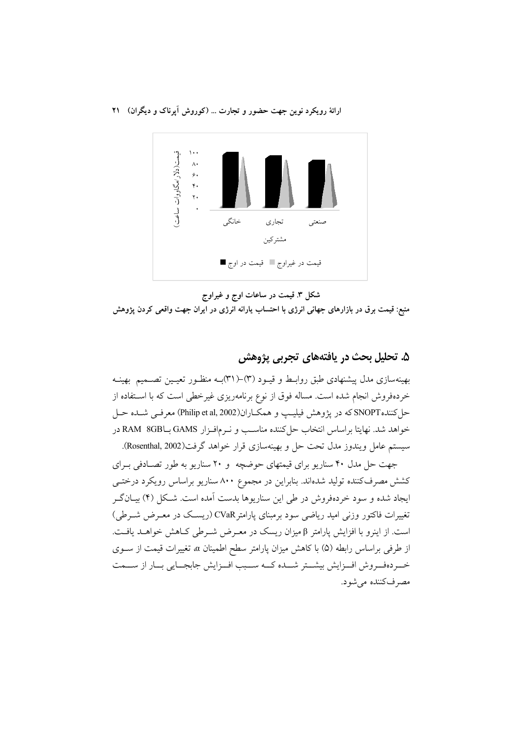شکل ۳. قیمت در ساعات اوج و غیراوج

منبع: قیمت برق در بازارهای جهانی انرژی با احتساب یارانه انرژی در ایران جهت واقعی کردن پژوهش

## ۵. تحلیل بحث در یافته‌های تجربی پژوهش

بهینه‌سازی مدل پیشنهادی طبق روابط و قیود (۳)-(۳۱) به منظور تعیین تصمیم بهینه خرده‌فروش انجام شده است. مساله فوق از نوع برنامه‌ریزی غیرخطی است که با استفاده از حل‌کننده SNOPT که در پژوهش فیلیپ و همکاران (Philip et al, 2002) معرفی شده حل خواهد شد. نهایتا براساس انتخاب حل‌کننده مناسب و نرم‌افزار GAMS با RAM 8GB در سیستم عامل ویندوز مدل تحت حل و بهینه‌سازی قرار خواهد گرفت (Rosenthal, 2002).

جهت حل مدل ۴۰ سناریو برای قیمتهای حوضچه و ۲۰ سناریو به طور تصادفی برای کشش مصرف‌کننده تولید شده‌اند. بنابراین در مجموع ۸۰۰ سناریو براساس رویکرد درختی ایجاد شده و سود خرده‌فروش در طی این سناریوها بدست آمده است. شکل (۴) بیانگر تغییرات فاکتور وزنی امید ریاضی سود برمبنای پارامتر CVaR (ریسک در معرض شرطی) است. از اینرو با افزایش پارامتر $\beta$ میزان ریسک در معرض شرطی کاهش خواهد یافت. از طرفی براساس رابطه (۵) با کاهش میزان پارامتر سطح اطمینان $\alpha$، تغییرات قیمت از سوی خرده‌فروش افزایش بیشتر شده که سبب افزایش جابجایی بار از سمت مصرف‌کننده می‌شود.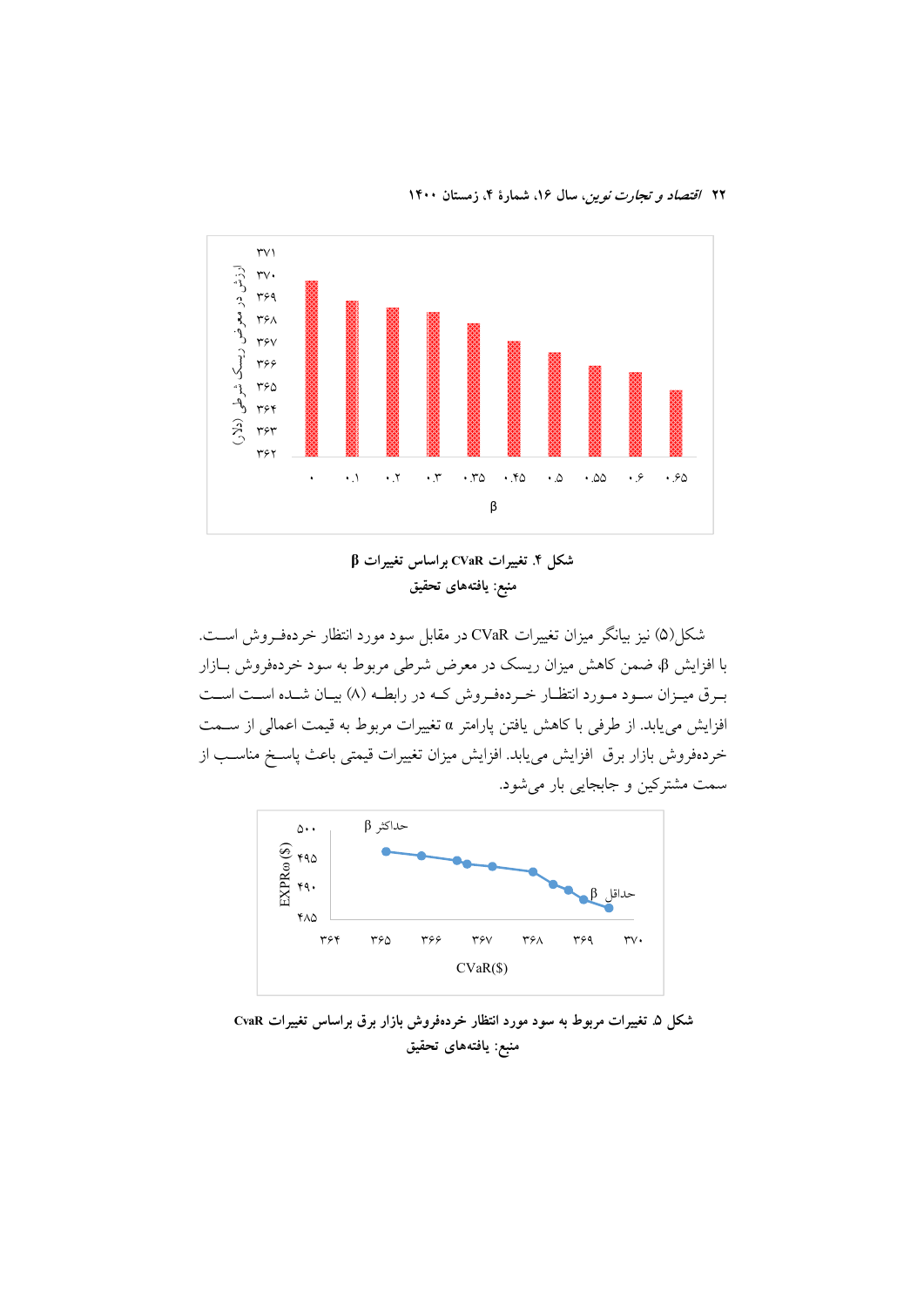شکل ۴. تغییرات CVaR براساس تغییرات β

منبع: یافته‌های تحقیق

شکل(۵) نیز بیانگر میزان تغییرات CVaR در مقابل سود مورد انتظار خرده‌فروش است. با افزایش β، ضمن کاهش میزان ریسک در معرض شرطی مربوط به سود خرده‌فروش بازار برق میزان سود مورد انتظار خرده‌فروش که در رابطه (۸) بیان شده است است افزایش می‌یابد. از طرفی با کاهش یافتن پارامتر α تغییرات مربوط به قیمت اعمالی از سمت خرده‌فروش بازار برق افزایش می‌یابد. افزایش میزان تغییرات قیمتی باعث پاسخ مناسب از سمت مشترکین و جابجایی بار می‌شود.

شکل ۵. تغییرات مربوط به سود مورد انتظار خرده‌فروش بازار برق براساس تغییرات CvaR

منبع: یافته‌های تحقیق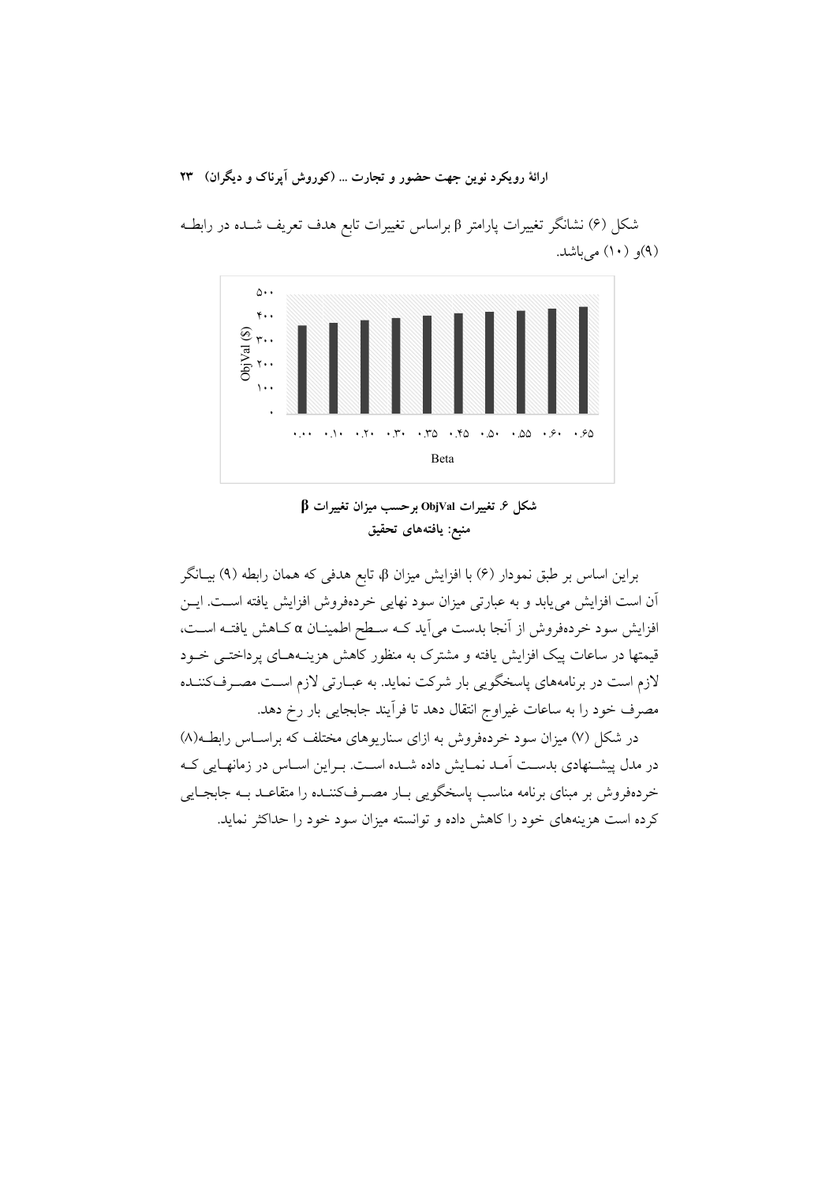شکل (۶) نشانگر تغییرات پارامتر β براساس تغییرات تابع هدف تعریف شـده در رابطـه (۹)و (۱۰) می‌باشد.

**شکل ۶. تغییرات ObjVal برحسب میزان تغییرات β**
**منبع: یافته‌های تحقیق**

براین اساس بر طبق نمودار (۶) با افزایش میزان β، تابع هدفی که همان رابطه (۹) بیـانگر آن است افزایش می‌یابد و به عبارتی میزان سود نهایی خرده‌فروش افزایش یافته اسـت. ایـن افزایش سود خرده‌فروش از آنجا بدست می‌آید کـه سـطح اطمینـان α کـاهش یافتـه اسـت، قیمتها در ساعات پیک افزایش یافته و مشترک به منظور کاهش هزینـه‌هـای پرداختـی خـود لازم است در برنامه‌های پاسخگویی بار شرکت نماید. به عبـارتی لازم اسـت مصـرف‌کننـده مصرف خود را به ساعات غیراوج انتقال دهد تا فرآیند جابجایی بار رخ دهد.

در شکل (۷) میزان سود خرده‌فروش به ازای سناریوهای مختلف که براسـاس رابطـه(۸) در مدل پیشـنهادی بدسـت آمـد نمـایش داده شـده اسـت. بـراین اسـاس در زمانهـایی کـه خرده‌فروش بر مبنای برنامه مناسب پاسخگویی بـار مصـرف‌کننـده را متقاعـد بـه جابجـایی کرده است هزینه‌های خود را کاهش داده و توانسته میزان سود خود را حداکثر نماید.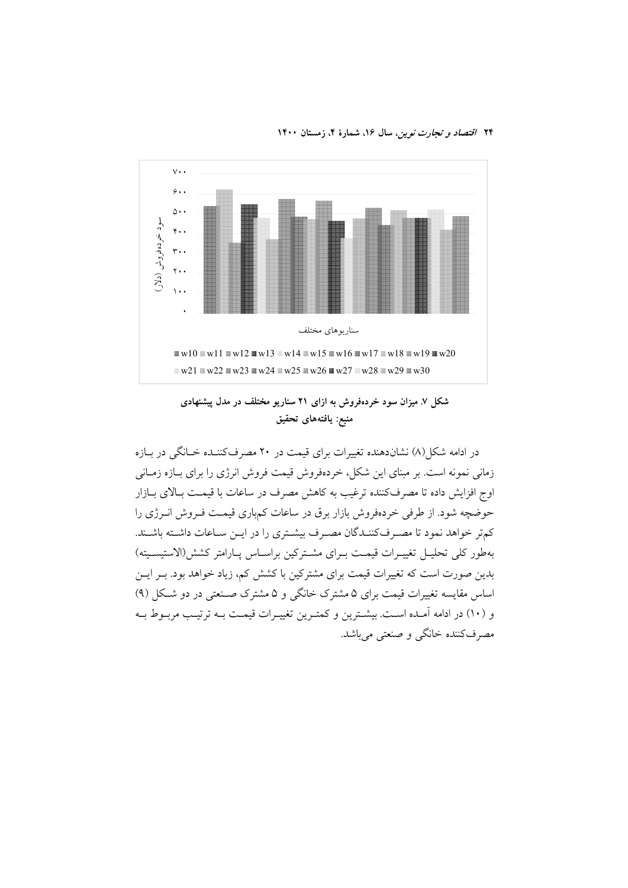سود خرده‌فروش (دلار)

۷۰۰
۶۰۰
۵۰۰
۴۰۰
۳۰۰
۲۰۰
۱۰۰
۰

سناریوهای مختلف

w10 w11 w12 w13 w14 w15 w16 w17 w18 w19 w20 w21 w22 w23 w24 w25 w26 w27 w28 w29 w30

**شکل ۷. میزان سود خرده‌فروش به ازای ۲۱ سناریو مختلف در مدل پیشنهادی**
**منبع: یافته‌های تحقیق**

در ادامه شکل(۸) نشان‌دهنده تغییرات برای قیمت در ۲۰ مصرف‌کننده خانگی در بازه زمانی نمونه است. بر مبنای این شکل، خرده‌فروش قیمت فروش انرژی را برای بازه زمانی اوج افزایش داده تا مصرف‌کننده ترغیب به کاهش مصرف در ساعات با قیمت بالای بازار حوضچه شود. از طرفی خرده‌فروش بازار برق در ساعات کم‌باری قیمت فروش انرژی را کم‌تر خواهد نمود تا مصرف‌کنندگان مصرف بیشتری را در این ساعات داشته باشند. به‌طور کلی تحلیل تغییرات قیمت برای مشترکین براساس پارامتر کشش(الاستیسیته) بدین صورت است که تغییرات قیمت برای مشترکین با کشش کم، زیاد خواهد بود. بر این اساس مقایسه تغییرات قیمت برای ۵ مشترک خانگی و ۵ مشترک صنعتی در دو شکل (۹) و (۱۰) در ادامه آمده است. بیشترین و کمترین تغییرات قیمت به ترتیب مربوط به مصرف‌کننده خانگی و صنعتی می‌باشد.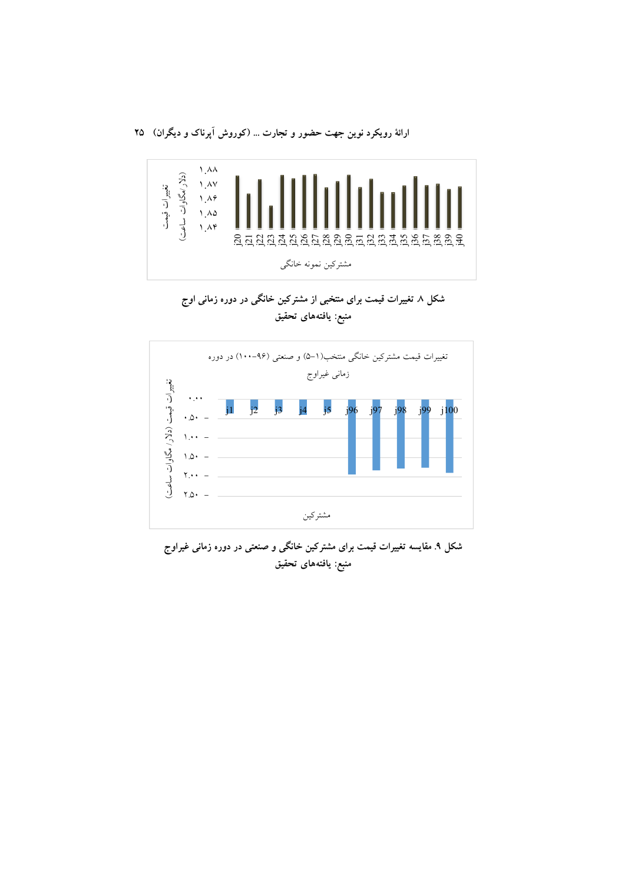شکل ۸ تغییرات قیمت برای منتخبی از مشترکین خانگی در دوره زمانی اوج

منبع: یافته‌های تحقیق

شکل ۹. مقایسه تغییرات قیمت برای مشترکین خانگی و صنعتی در دوره زمانی غیراوج

منبع: یافته‌های تحقیق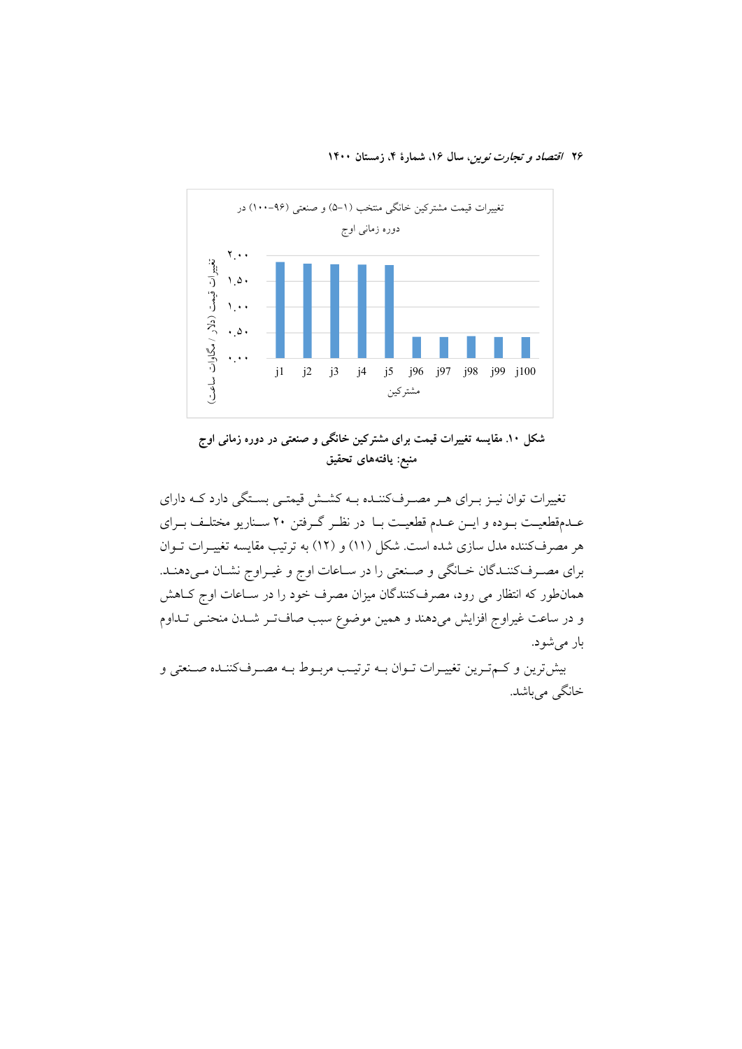تغییرات قیمت مشترکین خانگی منتخب (۱-۵) و صنعتی (۹۶-۱۰۰) در دوره زمانی اوج

**شکل ۱۰. مقایسه تغییرات قیمت برای مشترکین خانگی و صنعتی در دوره زمانی اوج**
**منبع: یافته‌های تحقیق**

تغییرات توان نیز برای هر مصرف‌کننده به کشش قیمتی بستگی دارد که دارای عدم‌قطعیت بوده و این عدم قطعیت با در نظر گرفتن ۲۰ سناریو مختلف برای هر مصرف‌کننده مدل سازی شده است. شکل (۱۱) و (۱۲) به ترتیب مقایسه تغییرات توان برای مصرف‌کنندگان خانگی و صنعتی را در ساعات اوج و غیراوج نشان می‌دهند. همان‌طور که انتظار می رود، مصرف‌کنندگان میزان مصرف خود را در ساعات اوج کاهش و در ساعت غیراوج افزایش می‌دهند و همین موضوع سبب صاف‌تر شدن منحنی تداوم بار می‌شود.

بیش‌ترین و کم‌ترین تغییرات توان به ترتیب مربوط به مصرف‌کننده صنعتی و خانگی می‌باشد.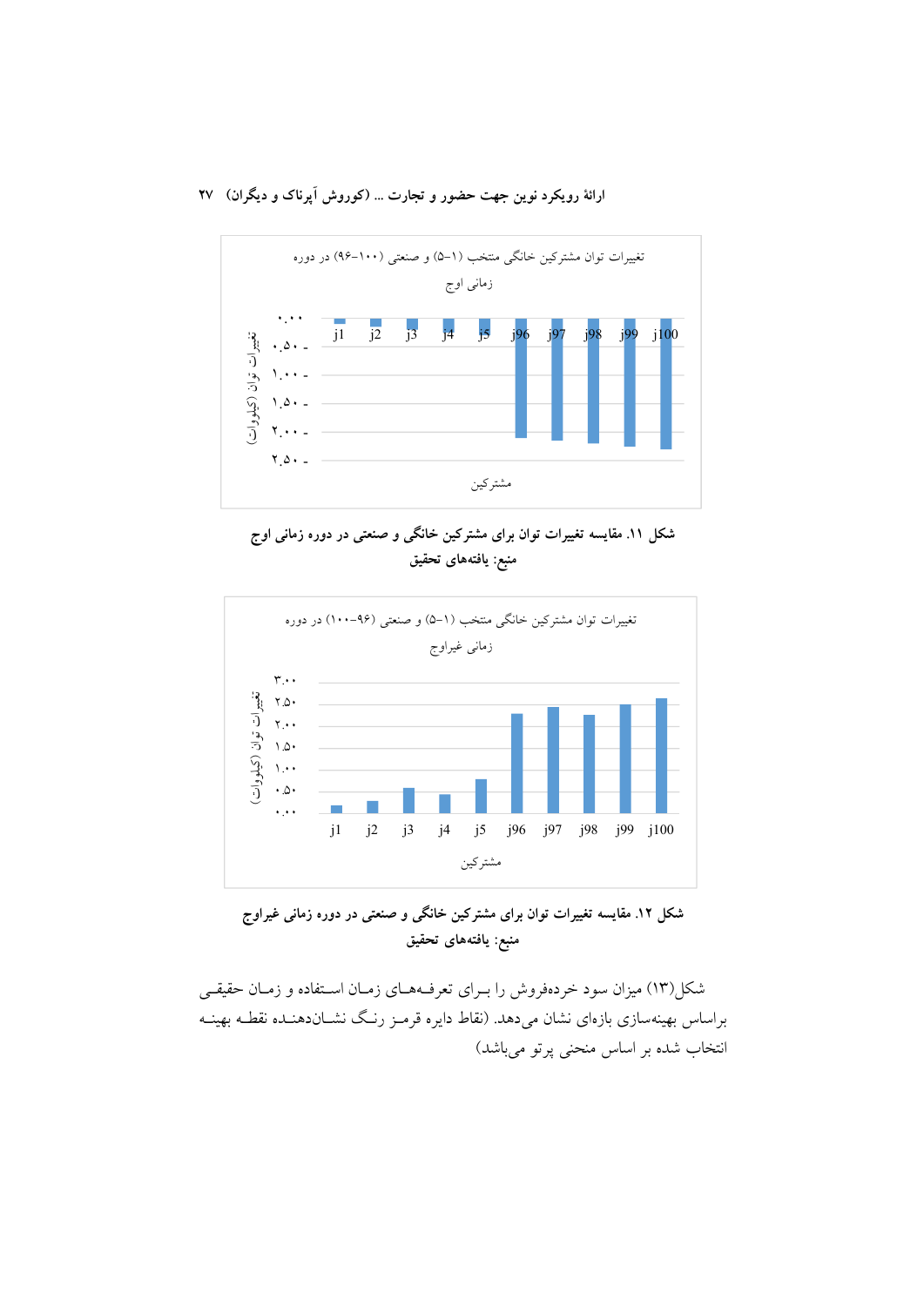تغییرات توان مشترکین خانگی منتخب (۱-۵) و صنعتی (۱۰۰-۹۶) در دوره زمانی اوج

| مشترکین | j1 | j2 | j3 | j4 | j5 | j96 | j97 | j98 | j99 | j100 |
|---|---|---|---|---|---|---|---|---|---|---|

محور عمودی: تغییرات توان (کیلووات) — ۰.۰۰، ۰.۵۰ -، ۱.۰۰ -، ۱.۵۰ -، ۲.۰۰ -، ۲.۵۰ -

**شکل ۱۱. مقایسه تغییرات توان برای مشترکین خانگی و صنعتی در دوره زمانی اوج**

**منبع: یافته‌های تحقیق**

تغییرات توان مشترکین خانگی منتخب (۱-۵) و صنعتی (۹۶-۱۰۰) در دوره زمانی غیراوج

| مشترکین | j1 | j2 | j3 | j4 | j5 | j96 | j97 | j98 | j99 | j100 |
|---|---|---|---|---|---|---|---|---|---|---|

محور عمودی: تغییرات توان (کیلووات) — ۰.۰۰، ۰.۵۰، ۱.۰۰، ۱.۵۰، ۲.۰۰، ۲.۵۰، ۳.۰۰

**شکل ۱۲. مقایسه تغییرات توان برای مشترکین خانگی و صنعتی در دوره زمانی غیراوج**

**منبع: یافته‌های تحقیق**

شکل(۱۳) میزان سود خرده‌فروش را برای تعرفه‌های زمان استفاده و زمان حقیقی براساس بهینه‌سازی بازه‌ای نشان می‌دهد. (نقاط دایره قرمز رنگ نشان‌دهنده نقطه بهینه انتخاب شده بر اساس منحنی پرتو می‌باشد)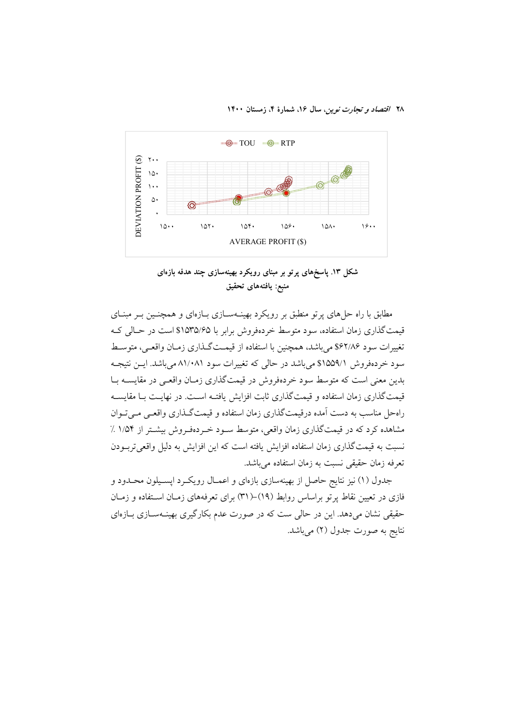شکل ۱۳. پاسخ‌های پرتو بر مبنای رویکرد بهینه‌سازی چند هدفه بازه‌ای

منبع: یافته‌های تحقیق

مطابق با راه حل‌های پرتو منطبق بر رویکرد بهینه‌سازی بازه‌ای و همچنین بر مبنای قیمت‌گذاری زمان استفاده، سود متوسط خرده‌فروش برابر با ۱۵۳۵/۶۵$ است در حالی که تغییرات سود ۶۲/۸۶$ می‌باشد، همچنین با استفاده از قیمت‌گذاری زمان واقعی، متوسط سود خرده‌فروش ۱۵۵۹/۱$ می‌باشد در حالی که تغییرات سود ۸۱/۰۸۱ می‌باشد. این نتیجه بدین معنی است که متوسط سود خرده‌فروش در قیمت‌گذاری زمان واقعی در مقایسه با قیمت‌گذاری زمان استفاده و قیمت‌گذاری ثابت افزایش یافته است. در نهایت با مقایسه راه‌حل مناسب به دست آمده درقیمت‌گذاری زمان استفاده و قیمت‌گذاری واقعی می‌توان مشاهده کرد که در قیمت‌گذاری زمان واقعی، متوسط سود خرده‌فروش بیشتر از ۱/۵۴ ٪ نسبت به قیمت‌گذاری زمان استفاده افزایش یافته است که این افزایش به دلیل واقعی‌تربودن تعرفه زمان حقیقی نسبت به زمان استفاده می‌باشد.

جدول (۱) نیز نتایج حاصل از بهینه‌سازی بازه‌ای و اعمال رویکرد اپسیلون محدود و فازی در تعیین نقاط پرتو براساس روابط (۱۹)–(۳۱) برای تعرفه‌های زمان استفاده و زمان حقیقی نشان می‌دهد. این در حالی ست که در صورت عدم بکارگیری بهینه‌سازی بازه‌ای نتایج به صورت جدول (۲) می‌باشد.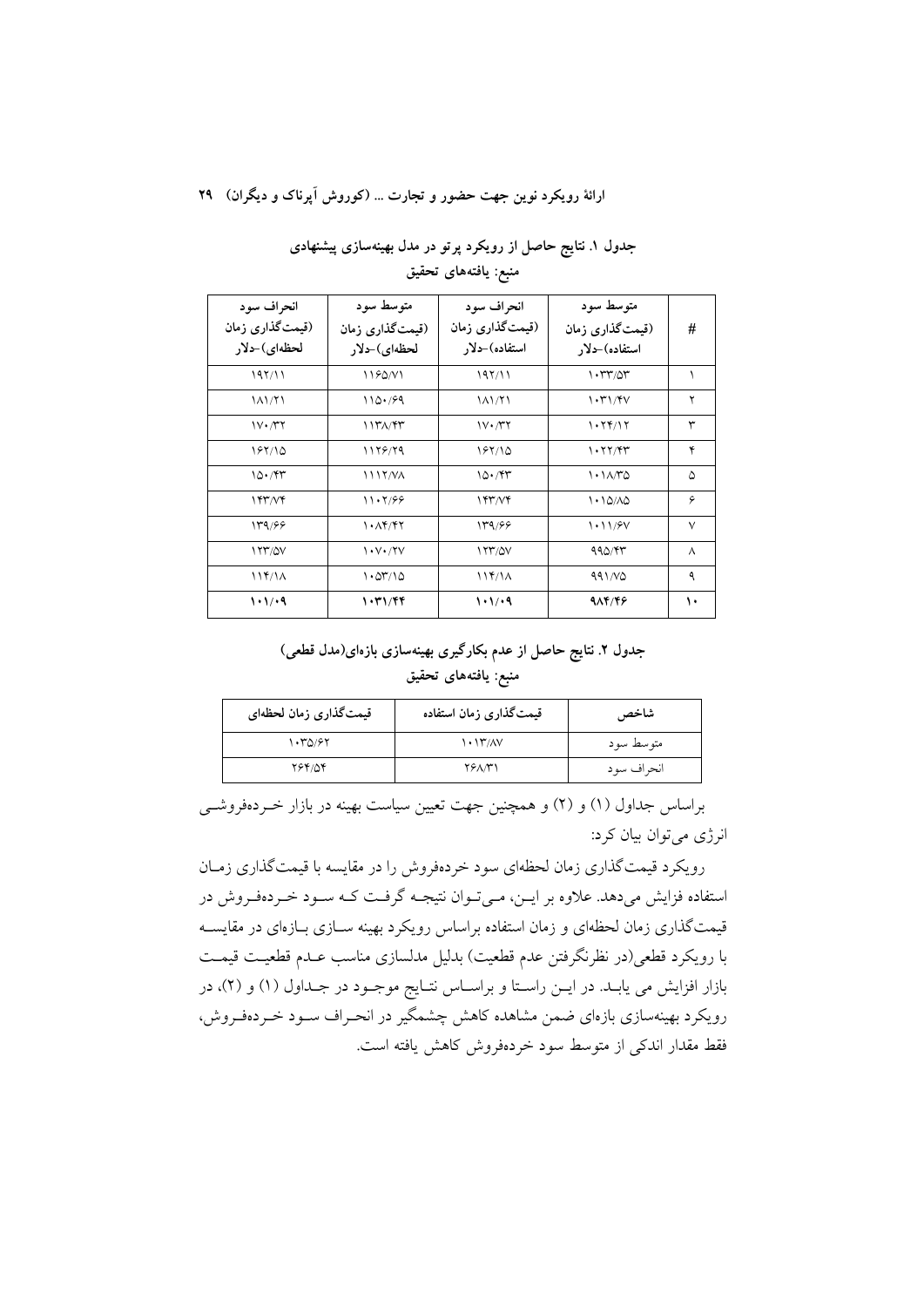**جدول ۱. نتایج حاصل از رویکرد پرتو در مدل بهینه‌سازی پیشنهادی**

**منبع: یافته‌های تحقیق**

| # | متوسط سود (قیمت‌گذاری زمان استفاده)-دلار | انحراف سود (قیمت‌گذاری زمان استفاده)-دلار | متوسط سود (قیمت‌گذاری زمان لحظه‌ای)-دلار | انحراف سود (قیمت‌گذاری زمان لحظه‌ای)-دلار |
|---|---|---|---|---|
| ۱ | ۱۰۳۳/۵۳ | ۱۹۲/۱۱ | ۱۱۶۵/۷۱ | ۱۹۲/۱۱ |
| ۲ | ۱۰۳۱/۴۷ | ۱۸۱/۲۱ | ۱۱۵۰/۶۹ | ۱۸۱/۲۱ |
| ۳ | ۱۰۲۴/۱۲ | ۱۷۰/۳۲ | ۱۱۳۸/۴۳ | ۱۷۰/۳۲ |
| ۴ | ۱۰۲۲/۴۳ | ۱۶۲/۱۵ | ۱۱۲۶/۲۹ | ۱۶۲/۱۵ |
| ۵ | ۱۰۱۸/۳۵ | ۱۵۰/۴۳ | ۱۱۱۲/۷۸ | ۱۵۰/۴۳ |
| ۶ | ۱۰۱۵/۸۵ | ۱۴۳/۷۴ | ۱۱۰۲/۶۶ | ۱۴۳/۷۴ |
| ۷ | ۱۰۱۱/۶۷ | ۱۳۹/۶۶ | ۱۰۸۴/۴۲ | ۱۳۹/۶۶ |
| ۸ | ۹۹۵/۴۳ | ۱۲۳/۵۷ | ۱۰۷۰/۲۷ | ۱۲۳/۵۷ |
| ۹ | ۹۹۱/۷۵ | ۱۱۴/۱۸ | ۱۰۵۳/۱۵ | ۱۱۴/۱۸ |
| **۱۰** | **۹۸۴/۴۶** | **۱۰۱/۰۹** | **۱۰۳۱/۴۴** | **۱۰۱/۰۹** |

**جدول ۲. نتایج حاصل از عدم بکارگیری بهینه‌سازی بازه‌ای(مدل قطعی)**

**منبع: یافته‌های تحقیق**

| شاخص | قیمت‌گذاری زمان استفاده | قیمت‌گذاری زمان لحظه‌ای |
|---|---|---|
| متوسط سود | ۱۰۱۳/۸۷ | ۱۰۳۵/۶۲ |
| انحراف سود | ۲۶۸/۳۱ | ۲۶۴/۵۴ |

براساس جداول (۱) و (۲) و همچنین جهت تعیین سیاست بهینه در بازار خرده‌فروشی انرژی می‌توان بیان کرد:

رویکرد قیمت‌گذاری زمان لحظه‌ای سود خرده‌فروش را در مقایسه با قیمت‌گذاری زمان استفاده فزایش می‌دهد. علاوه بر این، می‌توان نتیجه گرفت که سود خرده‌فروش در قیمت‌گذاری زمان لحظه‌ای و زمان استفاده براساس رویکرد بهینه سازی بازه‌ای در مقایسه با رویکرد قطعی(در نظرنگرفتن عدم قطعیت) بدلیل مدلسازی مناسب عدم قطعیت قیمت بازار افزایش می یابد. در این راستا و براساس نتایج موجود در جداول (۱) و (۲)، در رویکرد بهینه‌سازی بازه‌ای ضمن مشاهده کاهش چشمگیر در انحراف سود خرده‌فروش، فقط مقدار اندکی از متوسط سود خرده‌فروش کاهش یافته است.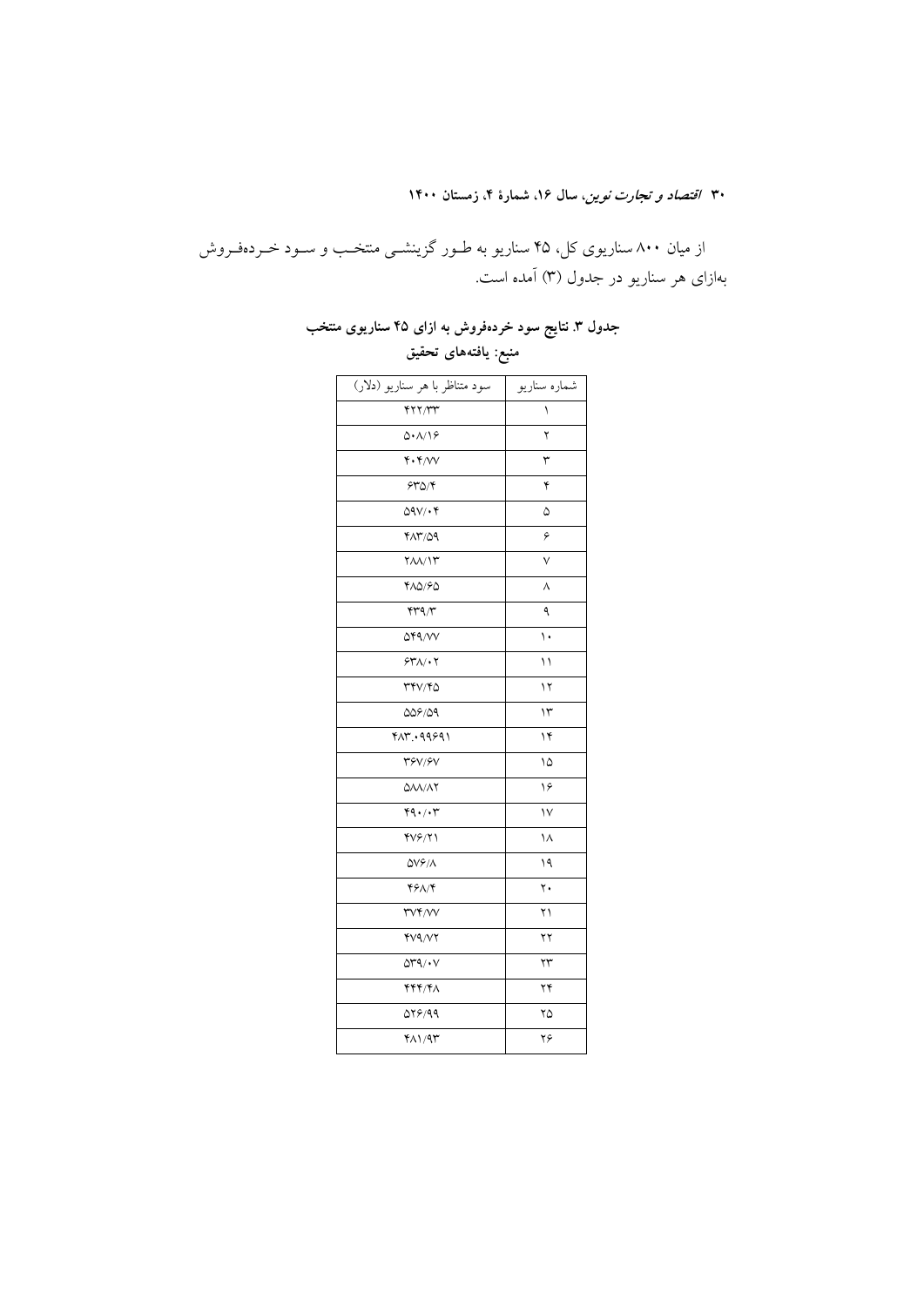از میان ۸۰۰ سناریوی کل، ۴۵ سناریو به طـور گزینشـی منتخـب و سـود خـرده‌فـروش به‌ازای هر سناریو در جدول (۳) آمده است.

**جدول ۳. نتایج سود خرده‌فروش به ازای ۴۵ سناریوی منتخب**

**منبع: یافته‌های تحقیق**

| شماره سناریو | سود متناظر با هر سناریو (دلار) |
|---|---|
| ۱ | ۴۲۲/۳۳ |
| ۲ | ۵۰۸/۱۶ |
| ۳ | ۴۰۴/۷۷ |
| ۴ | ۶۳۵/۴ |
| ۵ | ۵۹۷/۰۴ |
| ۶ | ۴۸۳/۵۹ |
| ۷ | ۲۸۸/۱۳ |
| ۸ | ۴۸۵/۶۵ |
| ۹ | ۴۳۹/۳ |
| ۱۰ | ۵۴۹/۷۷ |
| ۱۱ | ۶۳۸/۰۲ |
| ۱۲ | ۳۴۷/۴۵ |
| ۱۳ | ۵۵۶/۵۹ |
| ۱۴ | ۴۸۳.۰۹۹۶۹۱ |
| ۱۵ | ۳۶۷/۶۷ |
| ۱۶ | ۵۸۸/۸۲ |
| ۱۷ | ۴۹۰/۰۳ |
| ۱۸ | ۴۷۶/۲۱ |
| ۱۹ | ۵۷۶/۸ |
| ۲۰ | ۴۶۸/۴ |
| ۲۱ | ۳۷۴/۷۷ |
| ۲۲ | ۴۷۹/۷۲ |
| ۲۳ | ۵۳۹/۰۷ |
| ۲۴ | ۴۴۴/۴۸ |
| ۲۵ | ۵۲۶/۹۹ |
| ۲۶ | ۴۸۱/۹۳ |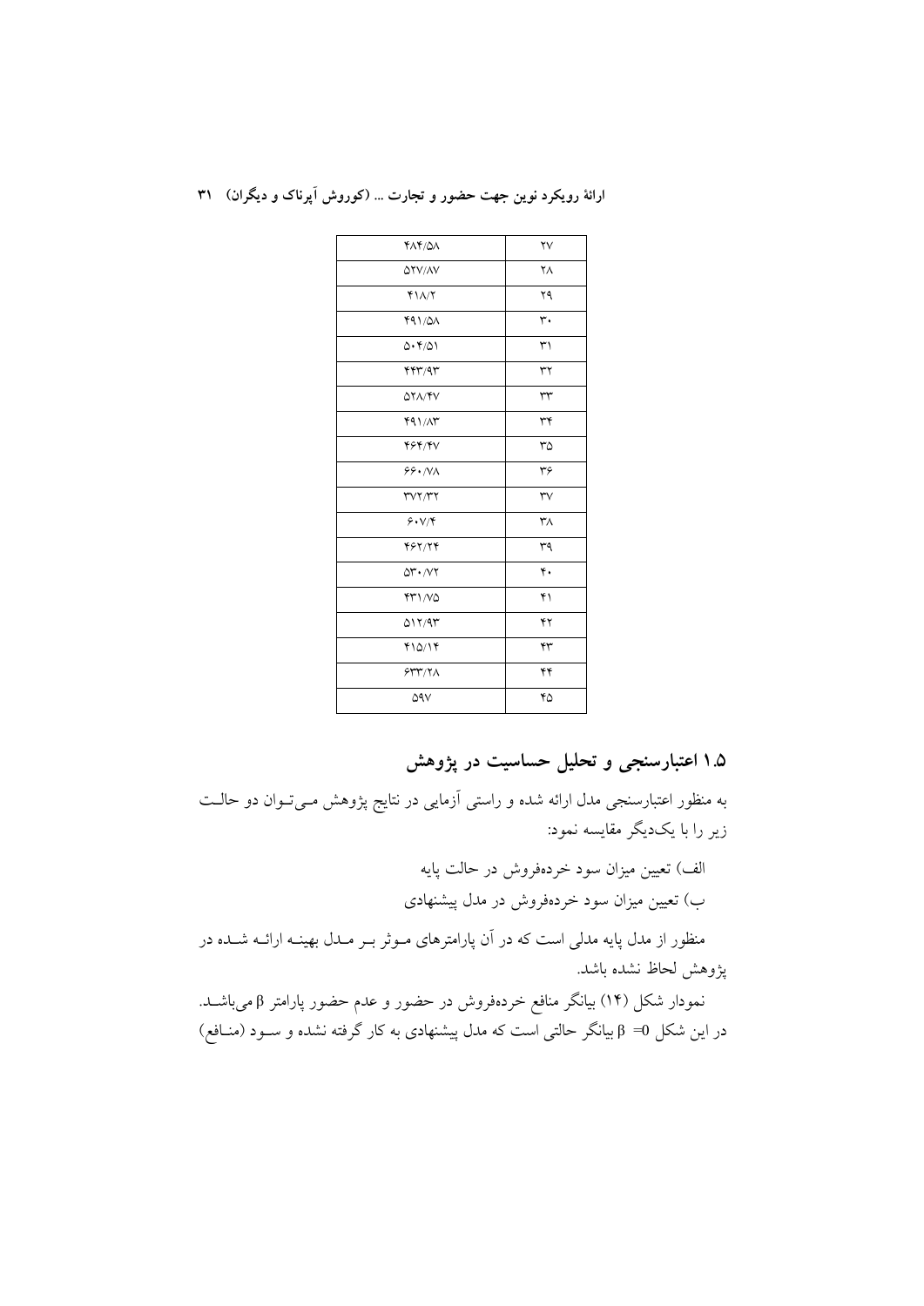| ۲۷ | ۴۸۴/۵۸ |
| --- | --- |
| ۲۸ | ۵۲۷/۸۷ |
| ۲۹ | ۴۱۸/۲ |
| ۳۰ | ۴۹۱/۵۸ |
| ۳۱ | ۵۰۴/۵۱ |
| ۳۲ | ۴۴۳/۹۳ |
| ۳۳ | ۵۲۸/۴۷ |
| ۳۴ | ۴۹۱/۸۳ |
| ۳۵ | ۴۶۴/۴۷ |
| ۳۶ | ۶۶۰/۷۸ |
| ۳۷ | ۳۷۲/۳۲ |
| ۳۸ | ۶۰۷/۴ |
| ۳۹ | ۴۶۲/۲۴ |
| ۴۰ | ۵۳۰/۷۲ |
| ۴۱ | ۴۳۱/۷۵ |
| ۴۲ | ۵۱۲/۹۳ |
| ۴۳ | ۴۱۵/۱۴ |
| ۴۴ | ۶۳۳/۲۸ |
| ۴۵ | ۵۹۷ |

## ۱.۵ اعتبارسنجی و تحلیل حساسیت در پژوهش

به منظور اعتبارسنجی مدل ارائه شده و راستی آزمایی در نتایج پژوهش می‌توان دو حالت زیر را با یک‌دیگر مقایسه نمود:

الف) تعیین میزان سود خرده‌فروش در حالت پایه

ب) تعیین میزان سود خرده‌فروش در مدل پیشنهادی

منظور از مدل پایه مدلی است که در آن پارامترهای موثر بر مدل بهینه ارائه شده در پژوهش لحاظ نشده باشد.

نمودار شکل (۱۴) بیانگر منافع خرده‌فروش در حضور و عدم حضور پارامتر $\beta$ می‌باشد. در این شکل $\beta = 0$ بیانگر حالتی است که مدل پیشنهادی به کار گرفته نشده و سود (منافع)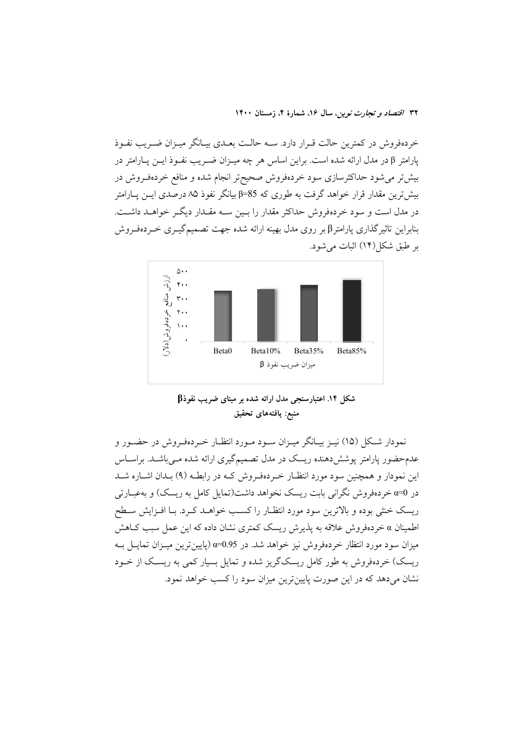خرده‌فروش در کمترین حالت قرار دارد. سه حالت بعدی بیانگر میزان ضریب نفوذ پارامتر β در مدل ارائه شده است. براین اساس هر چه میزان ضریب نفوذ این پارامتر در بیش‌تر می‌شود حداکثرسازی سود خرده‌فروش صحیح‌تر انجام شده و منافع خرده‌فروش در بیش‌ترین مقدار قرار خواهد گرفت به طوری که β=85 بیانگر نفوذ ۸۵ درصدی این پارامتر در مدل است و سود خرده‌فروش حداکثر مقدار را بین سه مقدار دیگر خواهد داشت. بنابراین تاثیرگذاری پارامترβ بر روی مدل بهینه ارائه شده جهت تصمیم‌گیری خرده‌فروش بر طبق شکل(۱۴) اثبات می‌شود.

**شکل ۱۴. اعتبارسنجی مدل ارائه شده بر مبنای ضریب نفوذβ**
**منبع: یافته‌های تحقیق**

نمودار شکل (۱۵) نیز بیانگر میزان سود مورد انتظار خرده‌فروش در حضور و عدم‌حضور پارامتر پوشش‌دهنده ریسک در مدل تصمیم‌گیری ارائه شده می‌باشد. براساس این نمودار و همچنین سود مورد انتظار خرده‌فروش که در رابطه (۹) بدان اشاره شد در α=0 خرده‌فروش نگرانی بابت ریسک نخواهد داشت(تمایل کامل به ریسک) و به‌عبارتی ریسک خنثی بوده و بالاترین سود مورد انتظار را کسب خواهد کرد. با افزایش سطح اطمینان α خرده‌فروش علاقه به پذیرش ریسک کمتری نشان داده که این عمل سبب کاهش میزان سود مورد انتظار خرده‌فروش نیز خواهد شد. در α=0.95 (پایین‌ترین میزان تمایل به ریسک) خرده‌فروش به طور کامل ریسک‌گریز شده و تمایل بسیار کمی به ریسک از خود نشان می‌دهد که در این صورت پایین‌ترین میزان سود را کسب خواهد نمود.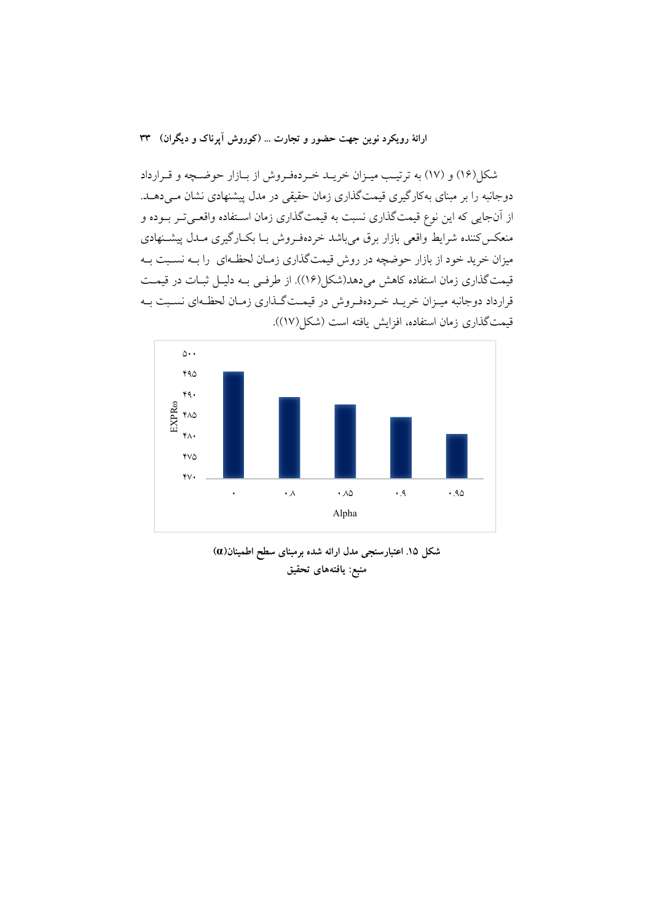شکل(۱۶) و (۱۷) به ترتیب میزان خرید خرده‌فروش از بازار حوضچه و قرارداد دوجانبه را بر مبنای به‌کارگیری قیمت‌گذاری زمان حقیقی در مدل پیشنهادی نشان می‌دهد. از آن‌جایی که این نوع قیمت‌گذاری نسبت به قیمت‌گذاری زمان استفاده واقعی‌تر بوده و منعکس‌کننده شرایط واقعی بازار برق می‌باشد خرده‌فروش با بکارگیری مدل پیشنهادی میزان خرید خود از بازار حوضچه در روش قیمت‌گذاری زمان لحظه‌ای را به نسبت به قیمت‌گذاری زمان استفاده کاهش می‌دهد(شکل(۱۶)). از طرفی به دلیل ثبات در قیمت قرارداد دوجانبه میزان خرید خرده‌فروش در قیمت‌گذاری زمان لحظه‌ای نسبت به قیمت‌گذاری زمان استفاده، افزایش یافته است (شکل(۱۷)).

**شکل ۱۵. اعتبارسنجی مدل ارائه شده برمبنای سطح اطمینان($\alpha$)**

**منبع: یافته‌های تحقیق**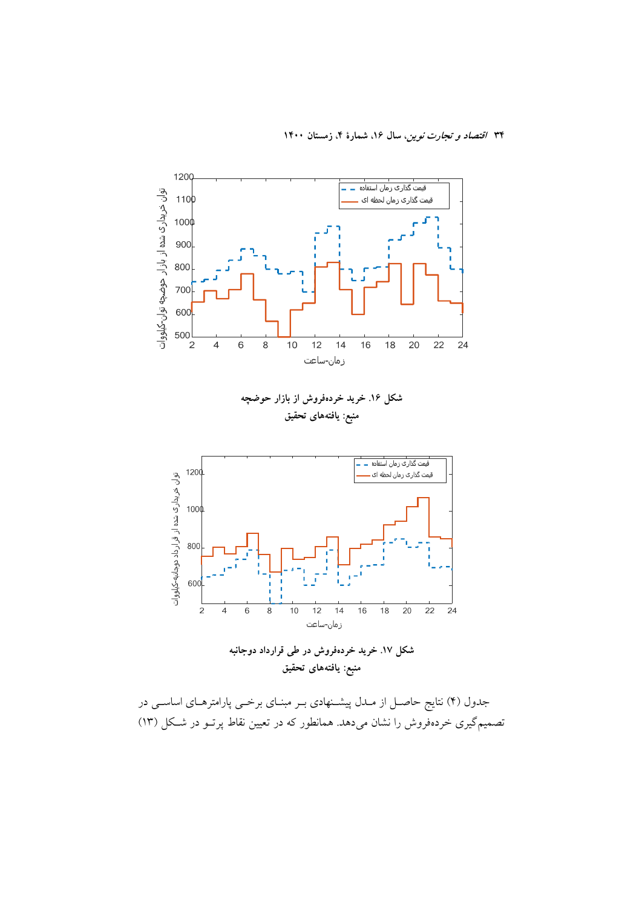شکل ۱۶. خرید خرده‌فروش از بازار حوضچه

منبع: یافته‌های تحقیق

شکل ۱۷. خرید خرده‌فروش در طی قرارداد دوجانبه

منبع: یافته‌های تحقیق

جدول (۴) نتایج حاصل از مدل پیشنهادی بر مبنای برخی پارامترهای اساسی در تصمیم‌گیری خرده‌فروش را نشان می‌دهد. همانطور که در تعیین نقاط پرتو در شکل (۱۳)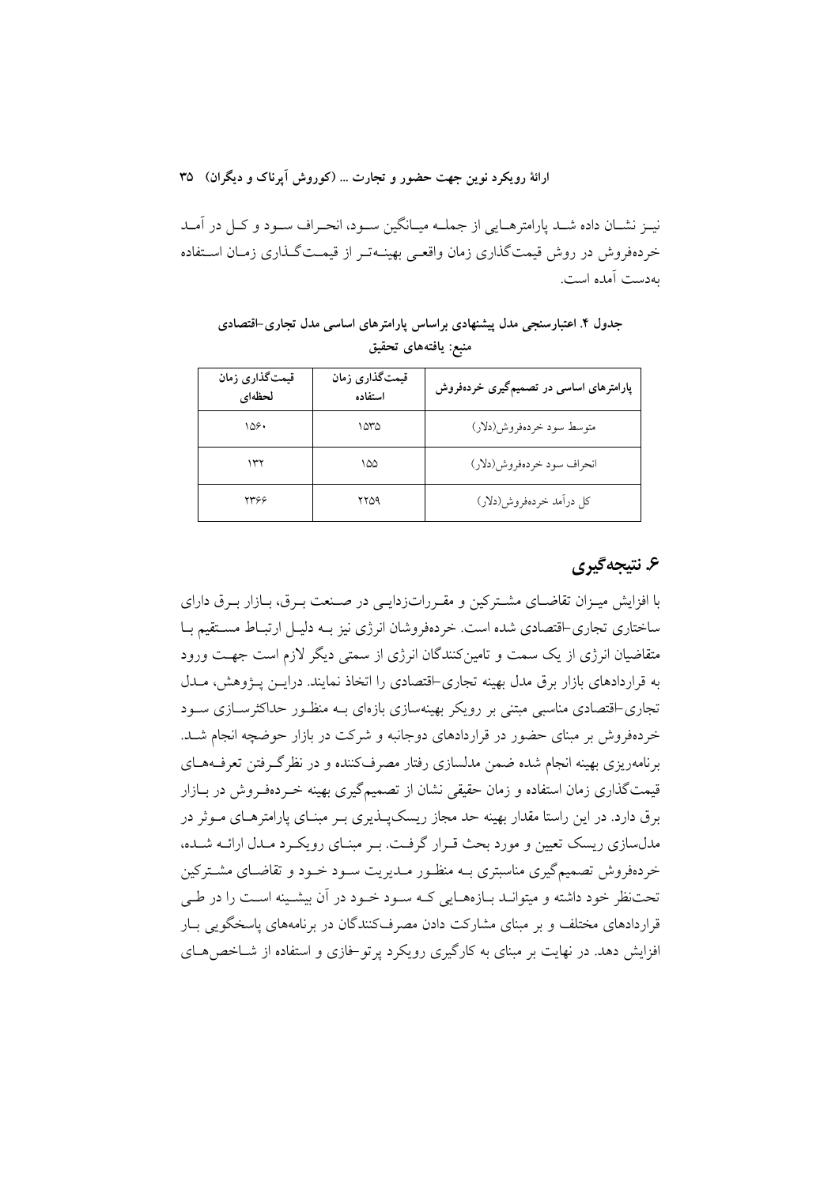نیـز نشـان داده شـد پارامترهـایی از جملـه میـانگین سـود، انحـراف سـود و کـل در آمـد خرده‌فروش در روش قیمت‌گذاری زمان واقعـی بهینـه‌تـر از قیمـت‌گـذاری زمـان اسـتفاده به‌دست آمده است.

**جدول ۴. اعتبارسنجی مدل پیشنهادی براساس پارامترهای اساسی مدل تجاری–اقتصادی**
**منبع: یافته‌های تحقیق**

| پارامترهای اساسی در تصمیم‌گیری خرده‌فروش | قیمت‌گذاری زمان استفاده | قیمت‌گذاری زمان لحظه‌ای |
|---|---|---|
| متوسط سود خرده‌فروش(دلار) | ۱۵۳۵ | ۱۵۶۰ |
| انحراف سود خرده‌فروش(دلار) | ۱۵۵ | ۱۳۲ |
| کل درآمد خرده‌فروش(دلار) | ۲۲۵۹ | ۲۳۶۶ |

## ۶. نتیجه‌گیری

با افزایش میـزان تقاضـای مشـترکین و مقـررات‌زدایـی در صـنعت بـرق، بـازار بـرق دارای ساختاری تجاری–اقتصادی شده است. خرده‌فروشان انرژی نیز بـه دلیـل ارتبـاط مسـتقیم بـا متقاضیان انرژی از یک سمت و تامین‌کنندگان انرژی از سمتی دیگر لازم است جهـت ورود به قراردادهای بازار برق مدل بهینه تجاری–اقتصادی را اتخاذ نمایند. دراین پـژوهش، مـدل تجاری–اقتصادی مناسبی مبتنی بر رویکر بهینه‌سازی بازه‌ای بـه منظـور حداکثرسـازی سـود خرده‌فروش بر مبنای حضور در قراردادهای دوجانبه و شرکت در بازار حوضچه انجام شـد. برنامه‌ریزی بهینه انجام شده ضمن مدلسازی رفتار مصرف‌کننده و در نظرگـرفتن تعرفـه‌هـای قیمت‌گذاری زمان استفاده و زمان حقیقی نشان از تصمیم‌گیری بهینه خـرده‌فـروش در بـازار برق دارد. در این راستا مقدار بهینه حد مجاز ریسک‌پـذیری بـر مبنـای پارامترهـای مـوثر در مدل‌سازی ریسک تعیین و مورد بحث قـرار گرفـت. بـر مبنـای رویکـرد مـدل ارائـه شـده، خرده‌فروش تصمیم‌گیری مناسبتری بـه منظـور مـدیریت سـود خـود و تقاضـای مشـترکین تحت‌نظر خود داشته و میتوانـد بـازه‌هـایی کـه سـود خـود در آن بیشـینه اسـت را در طـی قراردادهای مختلف و بر مبنای مشارکت دادن مصرف‌کنندگان در برنامههای پاسخگویی بـار افزایش دهد. در نهایت بر مبنای به کارگیری رویکرد پرتو–فازی و استفاده از شـاخص‌هـای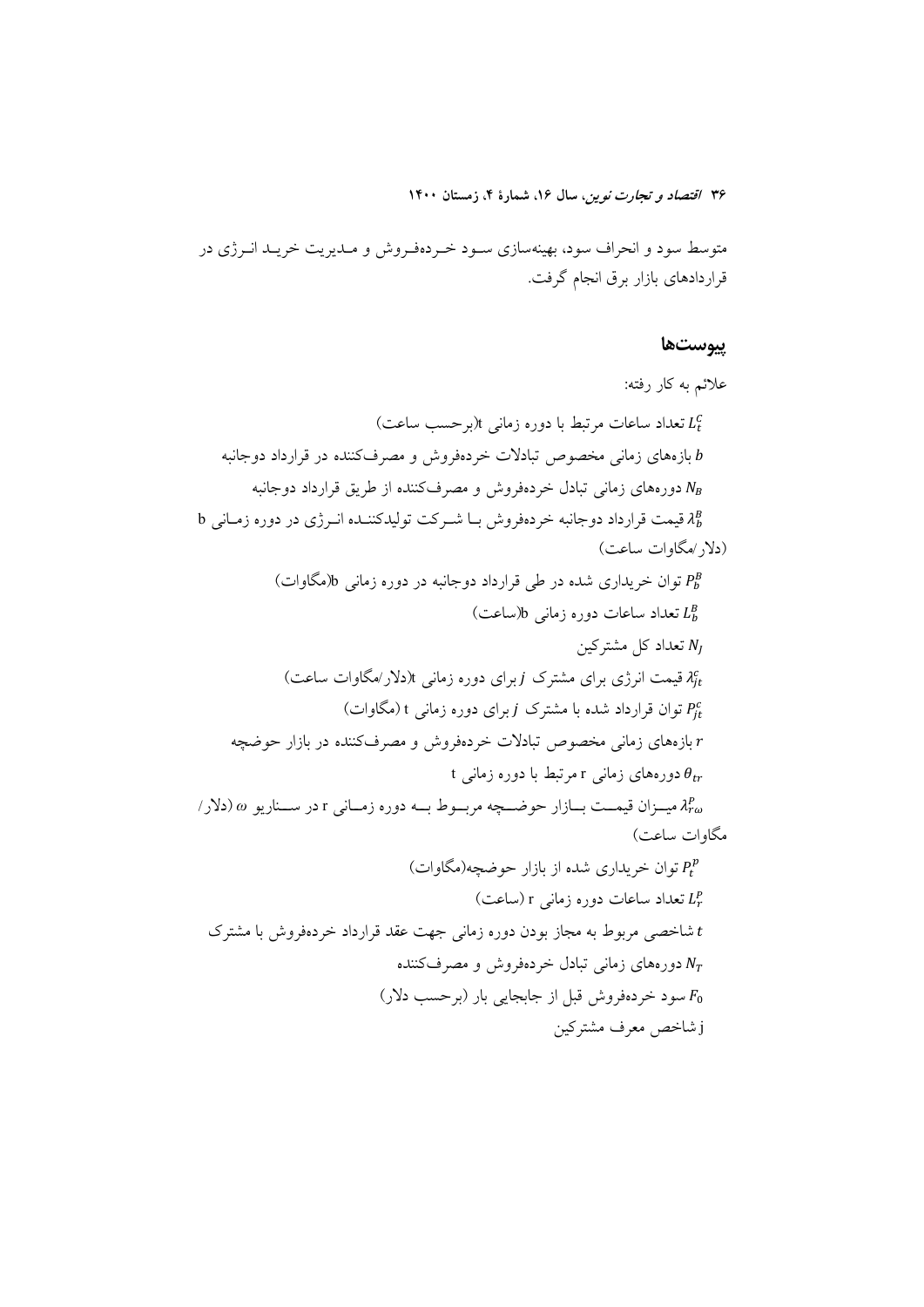متوسط سود و انحراف سود، بهینه‌سازی سود خرده‌فروش و مدیریت خرید انرژی در قراردادهای بازار برق انجام گرفت.

## پیوست‌ها

علائم به کار رفته:

$L_t^c$ تعداد ساعات مرتبط با دوره زمانی t(برحسب ساعت)

$b$ بازه‌های زمانی مخصوص تبادلات خرده‌فروش و مصرف‌کننده در قرارداد دوجانبه

$N_B$ دوره‌های زمانی تبادل خرده‌فروش و مصرف‌کننده از طریق قرارداد دوجانبه

$\lambda_b^B$ قیمت قرارداد دوجانبه خرده‌فروش با شرکت تولیدکننده انرژی در دوره زمانی b (دلار/مگاوات ساعت)

$P_b^B$ توان خریداری شده در طی قرارداد دوجانبه در دوره زمانی b(مگاوات)

$L_b^B$ تعداد ساعات دوره زمانی b(ساعت)

$N_J$ تعداد کل مشترکین

$\lambda_{jt}^c$ قیمت انرژی برای مشترک $j$ برای دوره زمانی t(دلار/مگاوات ساعت)

$P_{jt}^c$ توان قرارداد شده با مشترک $j$ برای دوره زمانی t (مگاوات)

$r$ بازه‌های زمانی مخصوص تبادلات خرده‌فروش و مصرف‌کننده در بازار حوضچه

$\theta_{tr}$ دوره‌های زمانی r مرتبط با دوره زمانی t

$\lambda_{r\omega}^p$ میزان قیمت بازار حوضچه مربوط به دوره زمانی r در سناریو $\omega$ (دلار/مگاوات ساعت)

$P_t^p$ توان خریداری شده از بازار حوضچه(مگاوات)

$L_r^p$ تعداد ساعات دوره زمانی r (ساعت)

$t$ شاخصی مربوط به مجاز بودن دوره زمانی جهت عقد قرارداد خرده‌فروش با مشترک

$N_T$ دوره‌های زمانی تبادل خرده‌فروش و مصرف‌کننده

$F_0$ سود خرده‌فروش قبل از جابجایی بار (برحسب دلار)

j شاخص معرف مشترکین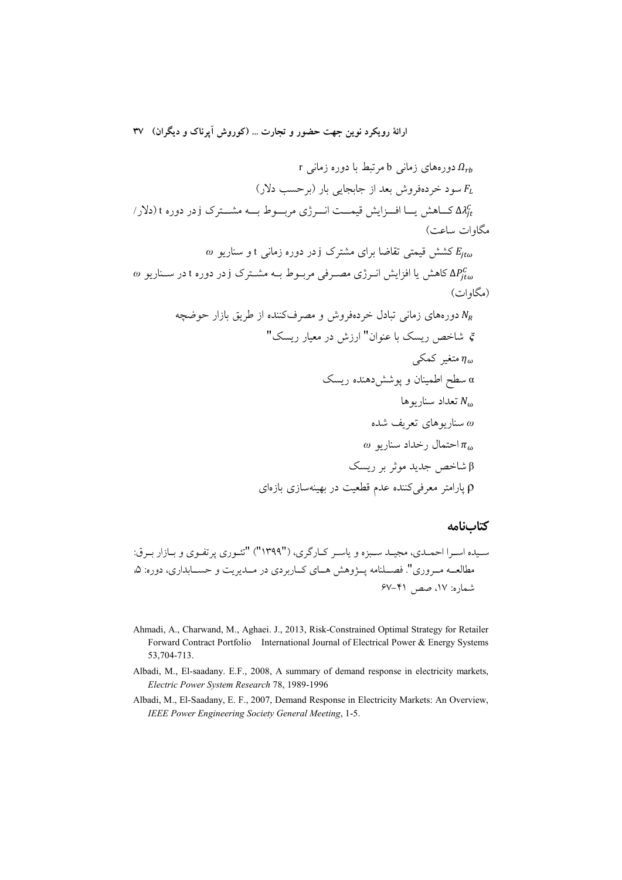$\Omega_{rb}$ دوره‌های زمانی b مرتبط با دوره زمانی r

$F_L$ سود خرده‌فروش بعد از جابجایی بار (برحسب دلار)

$\Delta\lambda_{jt}^{C}$ کاهش یا افزایش قیمت انرژی مربوط به مشترک j در دوره t (دلار/ مگاوات ساعت)

$E_{jt\omega}$ کشش قیمتی تقاضا برای مشترک j در دوره زمانی t و سناریو $\omega$

$\Delta P_{jt\omega}^{C}$ کاهش یا افزایش انرژی مصرفی مربوط به مشترک j در دوره t در سناریو $\omega$ (مگاوات)

$N_R$ دوره‌های زمانی تبادل خرده‌فروش و مصرف‌کننده از طریق بازار حوضچه

$\zeta$ شاخص ریسک با عنوان" ارزش در معیار ریسک"

$\eta_\omega$ متغیر کمکی

$\alpha$ سطح اطمینان و پوشش‌دهنده ریسک

$N_\omega$ تعداد سناریوها

$\omega$ سناریوهای تعریف شده

$\pi_\omega$ احتمال رخداد سناریو $\omega$

$\beta$ شاخص جدید موثر بر ریسک

$\rho$ پارامتر معرفی‌کننده عدم قطعیت در بهینه‌سازی بازه‌ای

## کتاب‌نامه

سیده اسرا احمدی، مجید سبزه و یاسر کارگری، ("۱۳۹۹") "تئوری پرتفوی و بازار برق: مطالعه مروری". فصلنامه پژوهش های کاربردی در مدیریت و حسابداری، دوره: ۵، شماره: ۱۷، صص ۴۱-۶۷

Ahmadi, A., Charwand, M., Aghaei. J., 2013, Risk-Constrained Optimal Strategy for Retailer Forward Contract Portfolio International Journal of Electrical Power & Energy Systems 53,704-713.

Albadi, M., El-saadany. E.F., 2008, A summary of demand response in electricity markets, *Electric Power System Research* 78, 1989-1996

Albadi, M., El-Saadany, E. F., 2007, Demand Response in Electricity Markets: An Overview, *IEEE Power Engineering Society General Meeting*, 1-5.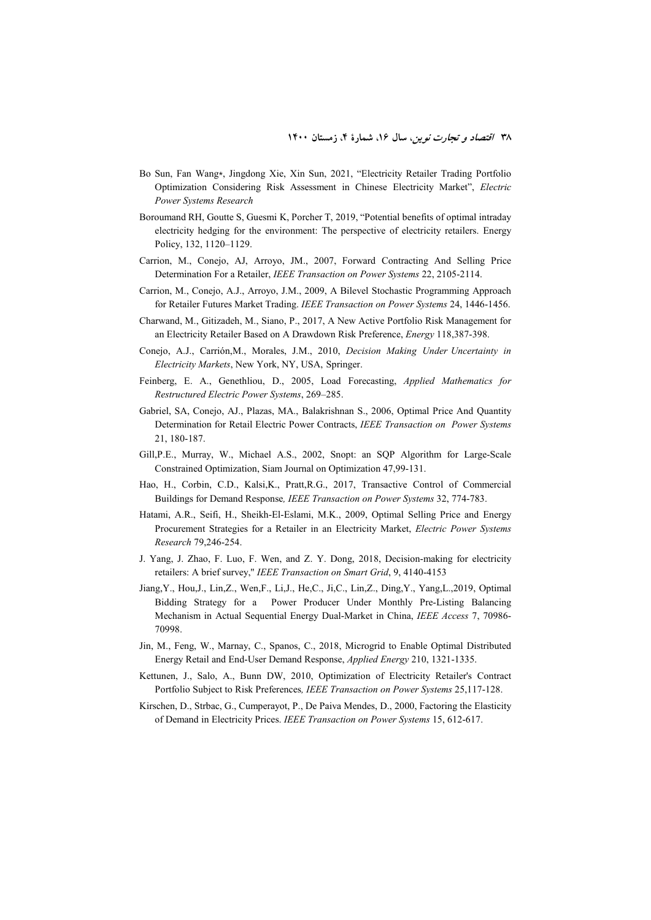Bo Sun, Fan Wang⋆, Jingdong Xie, Xin Sun, 2021, "Electricity Retailer Trading Portfolio Optimization Considering Risk Assessment in Chinese Electricity Market", *Electric Power Systems Research*

Boroumand RH, Goutte S, Guesmi K, Porcher T, 2019, "Potential benefits of optimal intraday electricity hedging for the environment: The perspective of electricity retailers. Energy Policy, 132, 1120–1129.

Carrion, M., Conejo, AJ, Arroyo, JM., 2007, Forward Contracting And Selling Price Determination For a Retailer, *IEEE Transaction on Power Systems* 22, 2105-2114.

Carrion, M., Conejo, A.J., Arroyo, J.M., 2009, A Bilevel Stochastic Programming Approach for Retailer Futures Market Trading. *IEEE Transaction on Power Systems* 24, 1446-1456.

Charwand, M., Gitizadeh, M., Siano, P., 2017, A New Active Portfolio Risk Management for an Electricity Retailer Based on A Drawdown Risk Preference, *Energy* 118,387-398.

Conejo, A.J., Carrión,M., Morales, J.M., 2010, *Decision Making Under Uncertainty in Electricity Markets*, New York, NY, USA, Springer.

Feinberg, E. A., Genethliou, D., 2005, Load Forecasting, *Applied Mathematics for Restructured Electric Power Systems*, 269–285.

Gabriel, SA, Conejo, AJ., Plazas, MA., Balakrishnan S., 2006, Optimal Price And Quantity Determination for Retail Electric Power Contracts, *IEEE Transaction on Power Systems* 21, 180-187.

Gill,P.E., Murray, W., Michael A.S., 2002, Snopt: an SQP Algorithm for Large-Scale Constrained Optimization, Siam Journal on Optimization 47,99-131.

Hao, H., Corbin, C.D., Kalsi,K., Pratt,R.G., 2017, Transactive Control of Commercial Buildings for Demand Response*, IEEE Transaction on Power Systems* 32, 774-783.

Hatami, A.R., Seifi, H., Sheikh-El-Eslami, M.K., 2009, Optimal Selling Price and Energy Procurement Strategies for a Retailer in an Electricity Market, *Electric Power Systems Research* 79,246-254.

J. Yang, J. Zhao, F. Luo, F. Wen, and Z. Y. Dong, 2018, Decision-making for electricity retailers: A brief survey," *IEEE Transaction on Smart Grid*, 9, 4140-4153

Jiang,Y., Hou,J., Lin,Z., Wen,F., Li,J., He,C., Ji,C., Lin,Z., Ding,Y., Yang,L.,2019, Optimal Bidding Strategy for a Power Producer Under Monthly Pre-Listing Balancing Mechanism in Actual Sequential Energy Dual-Market in China, *IEEE Access* 7, 70986-70998.

Jin, M., Feng, W., Marnay, C., Spanos, C., 2018, Microgrid to Enable Optimal Distributed Energy Retail and End-User Demand Response, *Applied Energy* 210, 1321-1335.

Kettunen, J., Salo, A., Bunn DW, 2010, Optimization of Electricity Retailer's Contract Portfolio Subject to Risk Preferences*, IEEE Transaction on Power Systems* 25,117-128.

Kirschen, D., Strbac, G., Cumperayot, P., De Paiva Mendes, D., 2000, Factoring the Elasticity of Demand in Electricity Prices. *IEEE Transaction on Power Systems* 15, 612-617.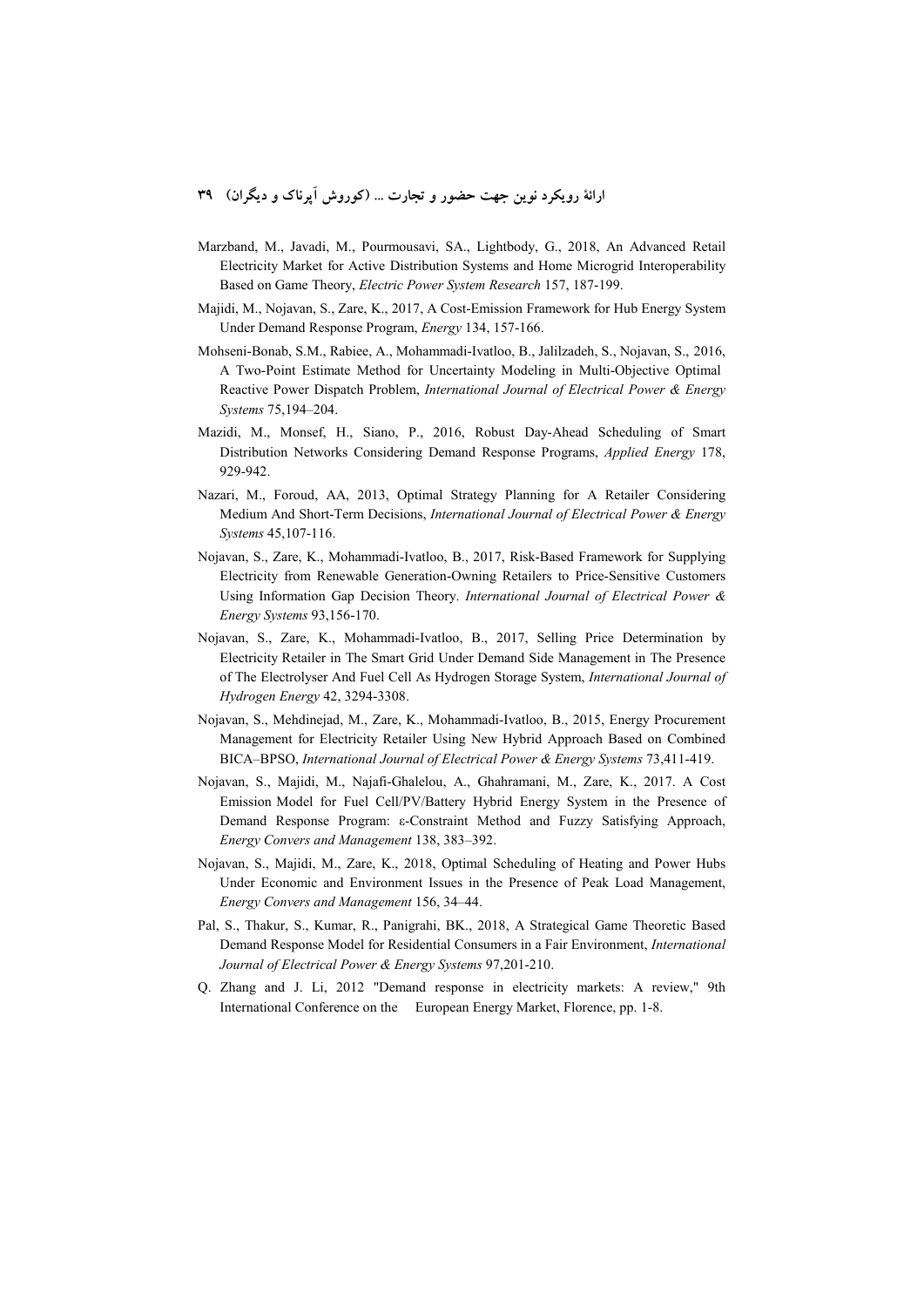Marzband, M., Javadi, M., Pourmousavi, SA., Lightbody, G., 2018, An Advanced Retail Electricity Market for Active Distribution Systems and Home Microgrid Interoperability Based on Game Theory, *Electric Power System Research* 157, 187-199.

Majidi, M., Nojavan, S., Zare, K., 2017, A Cost-Emission Framework for Hub Energy System Under Demand Response Program, *Energy* 134, 157-166.

Mohseni-Bonab, S.M., Rabiee, A., Mohammadi-Ivatloo, B., Jalilzadeh, S., Nojavan, S., 2016, A Two-Point Estimate Method for Uncertainty Modeling in Multi-Objective Optimal Reactive Power Dispatch Problem, *International Journal of Electrical Power & Energy Systems* 75,194–204.

Mazidi, M., Monsef, H., Siano, P., 2016, Robust Day-Ahead Scheduling of Smart Distribution Networks Considering Demand Response Programs, *Applied Energy* 178, 929-942.

Nazari, M., Foroud, AA, 2013, Optimal Strategy Planning for A Retailer Considering Medium And Short-Term Decisions, *International Journal of Electrical Power & Energy Systems* 45,107-116.

Nojavan, S., Zare, K., Mohammadi-Ivatloo, B., 2017, Risk-Based Framework for Supplying Electricity from Renewable Generation-Owning Retailers to Price-Sensitive Customers Using Information Gap Decision Theory. *International Journal of Electrical Power & Energy Systems* 93,156-170.

Nojavan, S., Zare, K., Mohammadi-Ivatloo, B., 2017, Selling Price Determination by Electricity Retailer in The Smart Grid Under Demand Side Management in The Presence of The Electrolyser And Fuel Cell As Hydrogen Storage System, *International Journal of Hydrogen Energy* 42, 3294-3308.

Nojavan, S., Mehdinejad, M., Zare, K., Mohammadi-Ivatloo, B., 2015, Energy Procurement Management for Electricity Retailer Using New Hybrid Approach Based on Combined BICA–BPSO, *International Journal of Electrical Power & Energy Systems* 73,411-419.

Nojavan, S., Majidi, M., Najafi-Ghalelou, A., Ghahramani, M., Zare, K., 2017. A Cost Emission Model for Fuel Cell/PV/Battery Hybrid Energy System in the Presence of Demand Response Program: ε-Constraint Method and Fuzzy Satisfying Approach, *Energy Convers and Management* 138, 383–392.

Nojavan, S., Majidi, M., Zare, K., 2018, Optimal Scheduling of Heating and Power Hubs Under Economic and Environment Issues in the Presence of Peak Load Management, *Energy Convers and Management* 156, 34–44.

Pal, S., Thakur, S., Kumar, R., Panigrahi, BK., 2018, A Strategical Game Theoretic Based Demand Response Model for Residential Consumers in a Fair Environment, *International Journal of Electrical Power & Energy Systems* 97,201-210.

Q. Zhang and J. Li, 2012 "Demand response in electricity markets: A review," 9th International Conference on the European Energy Market, Florence, pp. 1-8.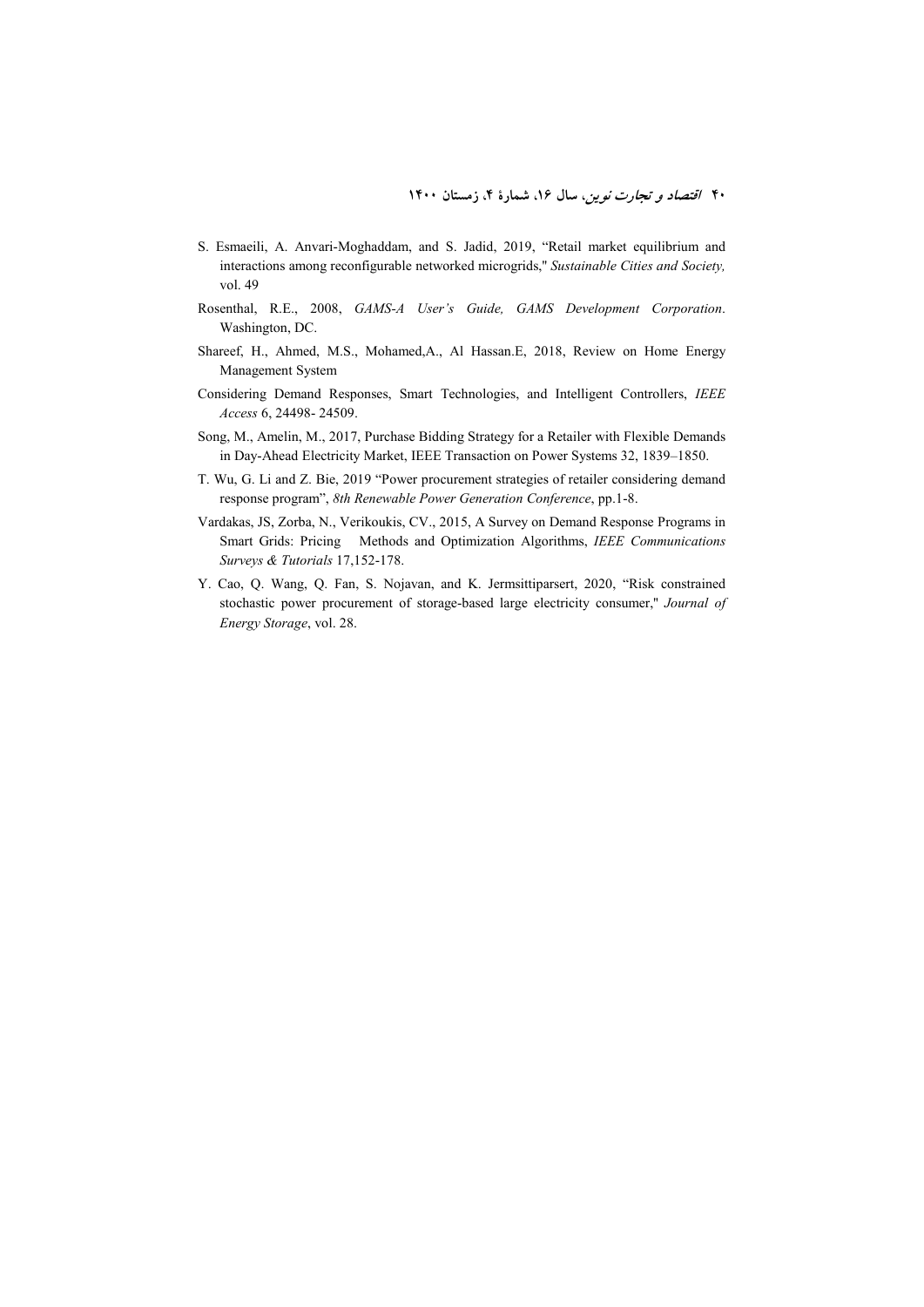S. Esmaeili, A. Anvari-Moghaddam, and S. Jadid, 2019, “Retail market equilibrium and interactions among reconfigurable networked microgrids," *Sustainable Cities and Society,* vol. 49

Rosenthal, R.E., 2008, *GAMS-A User's Guide, GAMS Development Corporation*. Washington, DC.

Shareef, H., Ahmed, M.S., Mohamed,A., Al Hassan.E, 2018, Review on Home Energy Management System

Considering Demand Responses, Smart Technologies, and Intelligent Controllers, *IEEE Access* 6, 24498- 24509.

Song, M., Amelin, M., 2017, Purchase Bidding Strategy for a Retailer with Flexible Demands in Day-Ahead Electricity Market, IEEE Transaction on Power Systems 32, 1839–1850.

T. Wu, G. Li and Z. Bie, 2019 “Power procurement strategies of retailer considering demand response program”, *8th Renewable Power Generation Conference*, pp.1-8.

Vardakas, JS, Zorba, N., Verikoukis, CV., 2015, A Survey on Demand Response Programs in Smart Grids: Pricing Methods and Optimization Algorithms, *IEEE Communications Surveys & Tutorials* 17,152-178.

Y. Cao, Q. Wang, Q. Fan, S. Nojavan, and K. Jermsittiparsert, 2020, “Risk constrained stochastic power procurement of storage-based large electricity consumer," *Journal of Energy Storage*, vol. 28.